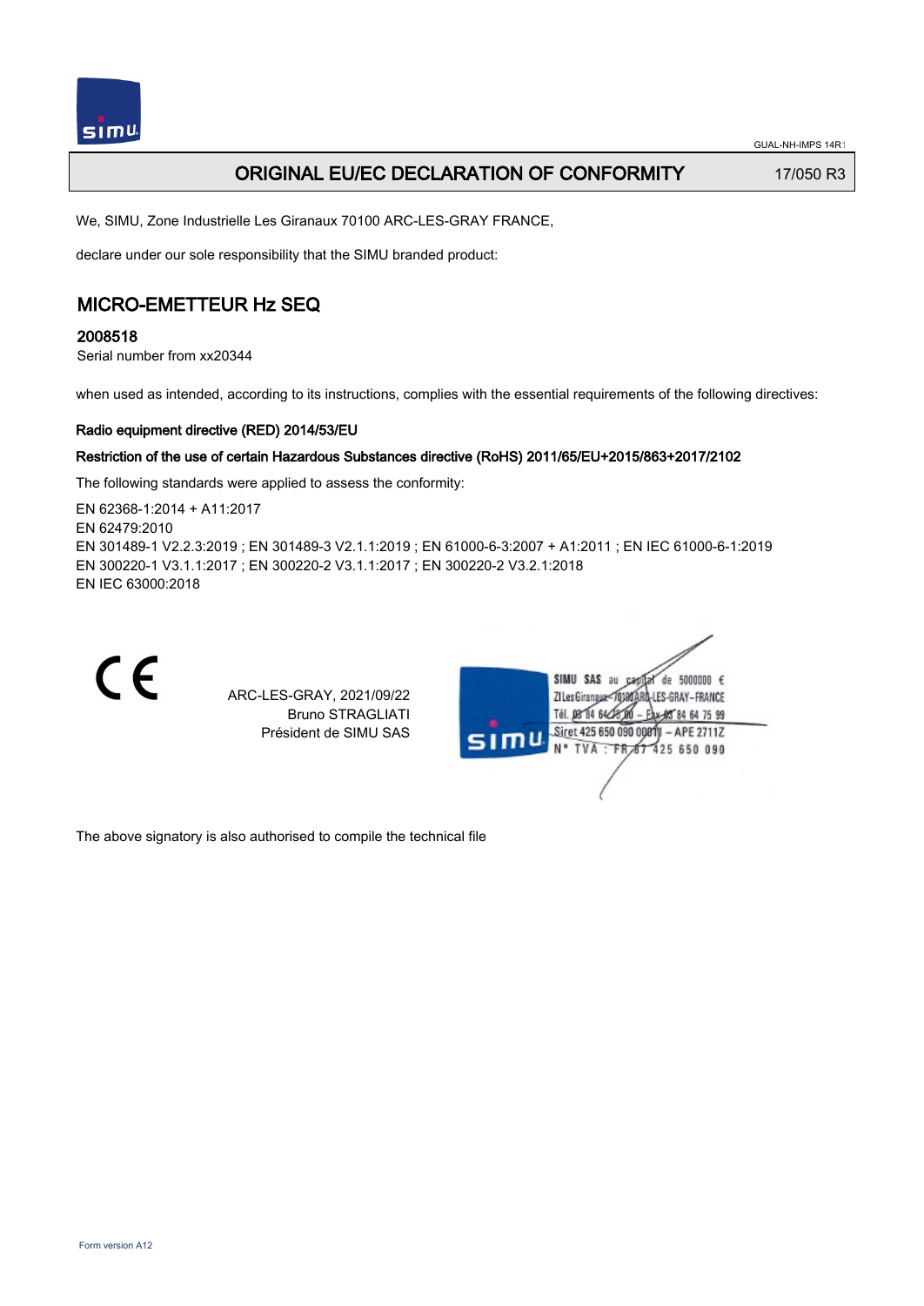# ORIGINAL EU/EC DECLARATION OF CONFORMITY

17/050 R3

We, SIMU, Zone Industrielle Les Giranaux 70100 ARC-LES-GRAY FRANCE,

declare under our sole responsibility that the SIMU branded product:

## MICRO-EMETTEUR Hz SEQ

### 2008518

Serial number from xx20344

when used as intended, according to its instructions, complies with the essential requirements of the following directives:

**Radio equipment directive (RED) 2014/53/EU**

**Restriction of the use of certain Hazardous Substances directive (RoHS) 2011/65/EU+2015/863+2017/2102**

The following standards were applied to assess the conformity:

EN 62368-1:2014 + A11:2017
EN 62479:2010
EN 301489-1 V2.2.3:2019 ; EN 301489-3 V2.1.1:2019 ; EN 61000-6-3:2007 + A1:2011 ; EN IEC 61000-6-1:2019
EN 300220-1 V3.1.1:2017 ; EN 300220-2 V3.1.1:2017 ; EN 300220-2 V3.2.1:2018
EN IEC 63000:2018

CE

ARC-LES-GRAY, 2021/09/22
Bruno STRAGLIATI
Président de SIMU SAS

SIMU SAS au capital de 5000000 €
ZI Les Giranaux 70100 ARC-LES-GRAY - FRANCE
Tél. 03 84 64 75 00 - Fax 03 84 64 75 99
Siret 425 650 090 00011 - APE 2711Z
N° TVA : FR 87 425 650 090

The above signatory is also authorised to compile the technical file

Form version A12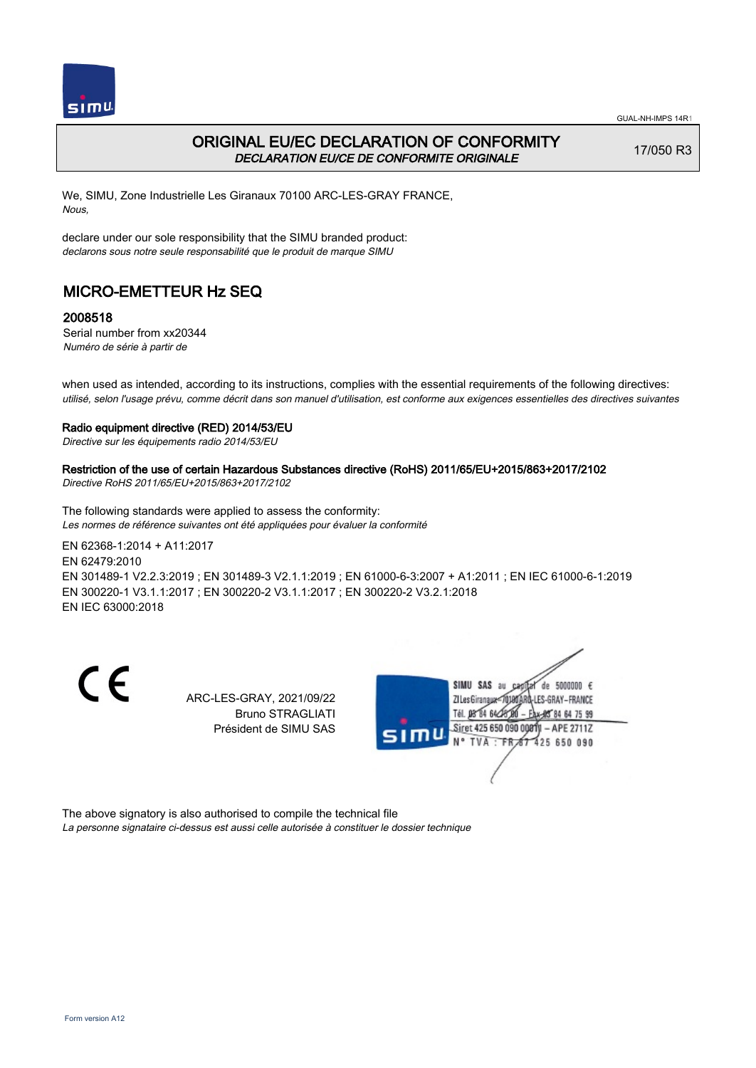# ORIGINAL EU/EC DECLARATION OF CONFORMITY

*DECLARATION EU/CE DE CONFORMITE ORIGINALE*

17/050 R3

We, SIMU, Zone Industrielle Les Giranaux 70100 ARC-LES-GRAY FRANCE,
*Nous,*

declare under our sole responsibility that the SIMU branded product:
*declarons sous notre seule responsabilité que le produit de marque SIMU*

## MICRO-EMETTEUR Hz SEQ

### 2008518

Serial number from xx20344
*Numéro de série à partir de*

when used as intended, according to its instructions, complies with the essential requirements of the following directives:
*utilisé, selon l'usage prévu, comme décrit dans son manuel d'utilisation, est conforme aux exigences essentielles des directives suivantes*

**Radio equipment directive (RED) 2014/53/EU**
*Directive sur les équipements radio 2014/53/EU*

**Restriction of the use of certain Hazardous Substances directive (RoHS) 2011/65/EU+2015/863+2017/2102**
*Directive RoHS 2011/65/EU+2015/863+2017/2102*

The following standards were applied to assess the conformity:
*Les normes de référence suivantes ont été appliquées pour évaluer la conformité*

EN 62368-1:2014 + A11:2017
EN 62479:2010
EN 301489-1 V2.2.3:2019 ; EN 301489-3 V2.1.1:2019 ; EN 61000-6-3:2007 + A1:2011 ; EN IEC 61000-6-1:2019
EN 300220-1 V3.1.1:2017 ; EN 300220-2 V3.1.1:2017 ; EN 300220-2 V3.2.1:2018
EN IEC 63000:2018

CE

ARC-LES-GRAY, 2021/09/22
Bruno STRAGLIATI
Président de SIMU SAS

SIMU SAS au capital de 5000000 €
ZI Les Giranaux 70100 ARC-LES-GRAY-FRANCE
Tél. 03 84 64 75 00 – Fax 03 84 64 75 99
Siret 425 650 090 00011 – APE 2711Z
N° TVA : FR 87 425 650 090

The above signatory is also authorised to compile the technical file
*La personne signataire ci-dessus est aussi celle autorisée à constituer le dossier technique*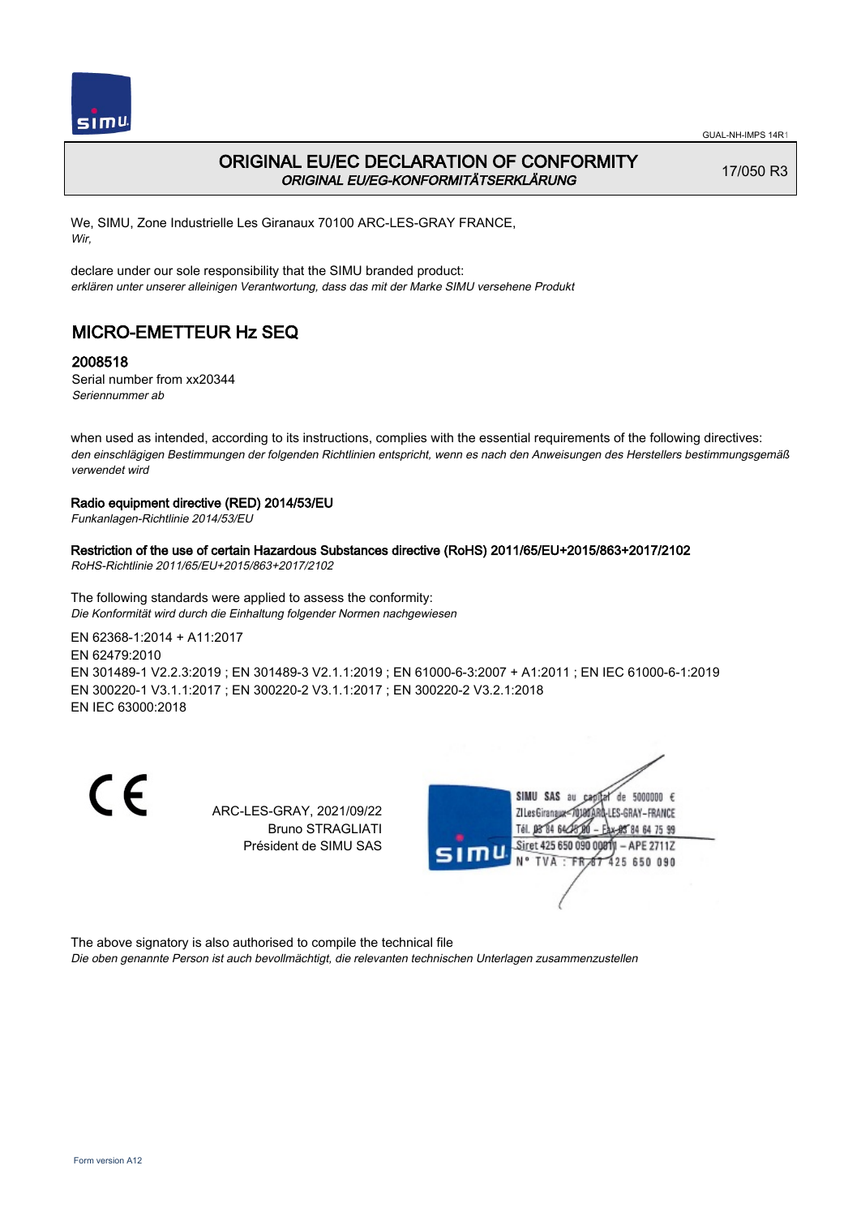# ORIGINAL EU/EC DECLARATION OF CONFORMITY

*ORIGINAL EU/EG-KONFORMITÄTSERKLÄRUNG*

17/050 R3

We, SIMU, Zone Industrielle Les Giranaux 70100 ARC-LES-GRAY FRANCE,
*Wir,*

declare under our sole responsibility that the SIMU branded product:
*erklären unter unserer alleinigen Verantwortung, dass das mit der Marke SIMU versehene Produkt*

## MICRO-EMETTEUR Hz SEQ

### 2008518

Serial number from xx20344
*Seriennummer ab*

when used as intended, according to its instructions, complies with the essential requirements of the following directives:
*den einschlägigen Bestimmungen der folgenden Richtlinien entspricht, wenn es nach den Anweisungen des Herstellers bestimmungsgemäß verwendet wird*

**Radio equipment directive (RED) 2014/53/EU**
*Funkanlagen-Richtlinie 2014/53/EU*

**Restriction of the use of certain Hazardous Substances directive (RoHS) 2011/65/EU+2015/863+2017/2102**
*RoHS-Richtlinie 2011/65/EU+2015/863+2017/2102*

The following standards were applied to assess the conformity:
*Die Konformität wird durch die Einhaltung folgender Normen nachgewiesen*

EN 62368-1:2014 + A11:2017
EN 62479:2010
EN 301489-1 V2.2.3:2019 ; EN 301489-3 V2.1.1:2019 ; EN 61000-6-3:2007 + A1:2011 ; EN IEC 61000-6-1:2019
EN 300220-1 V3.1.1:2017 ; EN 300220-2 V3.1.1:2017 ; EN 300220-2 V3.2.1:2018
EN IEC 63000:2018

ARC-LES-GRAY, 2021/09/22
Bruno STRAGLIATI
Président de SIMU SAS

SIMU SAS au capital de 5000000 €
ZI Les Giranaux 70100 ARC-LES-GRAY-FRANCE
Tél. 03 84 64 75 00 – Fax 03 84 64 75 99
Siret 425 650 090 00011 – APE 2711Z
N° TVA : FR 87 425 650 090

The above signatory is also authorised to compile the technical file
*Die oben genannte Person ist auch bevollmächtigt, die relevanten technischen Unterlagen zusammenzustellen*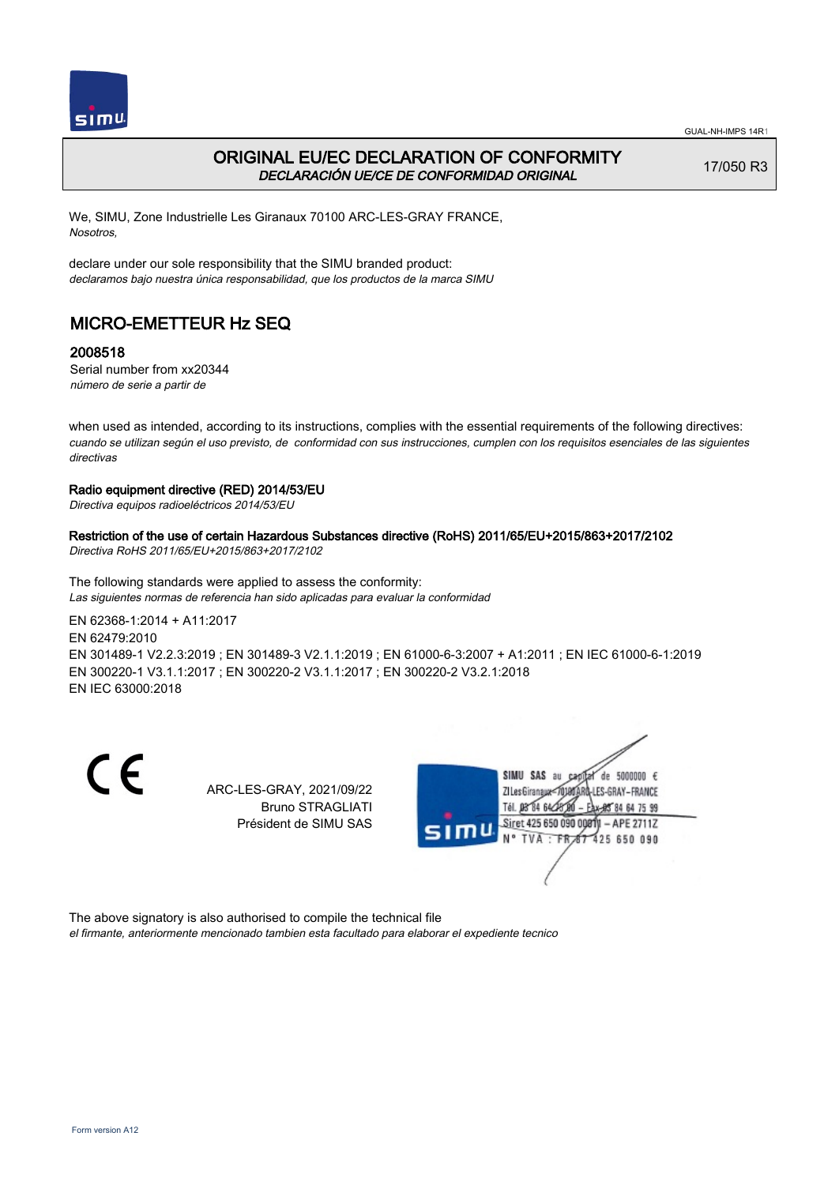# ORIGINAL EU/EC DECLARATION OF CONFORMITY

*DECLARACIÓN UE/CE DE CONFORMIDAD ORIGINAL*

17/050 R3

We, SIMU, Zone Industrielle Les Giranaux 70100 ARC-LES-GRAY FRANCE,
*Nosotros,*

declare under our sole responsibility that the SIMU branded product:
*declaramos bajo nuestra única responsabilidad, que los productos de la marca SIMU*

## MICRO-EMETTEUR Hz SEQ

### 2008518

Serial number from xx20344
*número de serie a partir de*

when used as intended, according to its instructions, complies with the essential requirements of the following directives:
*cuando se utilizan según el uso previsto, de conformidad con sus instrucciones, cumplen con los requisitos esenciales de las siguientes directivas*

**Radio equipment directive (RED) 2014/53/EU**
*Directiva equipos radioeléctricos 2014/53/EU*

**Restriction of the use of certain Hazardous Substances directive (RoHS) 2011/65/EU+2015/863+2017/2102**
*Directiva RoHS 2011/65/EU+2015/863+2017/2102*

The following standards were applied to assess the conformity:
*Las siguientes normas de referencia han sido aplicadas para evaluar la conformidad*

EN 62368-1:2014 + A11:2017
EN 62479:2010
EN 301489-1 V2.2.3:2019 ; EN 301489-3 V2.1.1:2019 ; EN 61000-6-3:2007 + A1:2011 ; EN IEC 61000-6-1:2019
EN 300220-1 V3.1.1:2017 ; EN 300220-2 V3.1.1:2017 ; EN 300220-2 V3.2.1:2018
EN IEC 63000:2018

CE

ARC-LES-GRAY, 2021/09/22
Bruno STRAGLIATI
Président de SIMU SAS

SIMU SAS au capital de 5000000 €
ZI Les Giranaux 70100 ARC-LES-GRAY-FRANCE
Tél. 03 84 64 75 00 – Fax 03 84 64 75 99
Siret 425 650 090 00811 – APE 2711Z
N° TVA : FR 87 425 650 090

The above signatory is also authorised to compile the technical file
*el firmante, anteriormente mencionado tambien esta facultado para elaborar el expediente tecnico*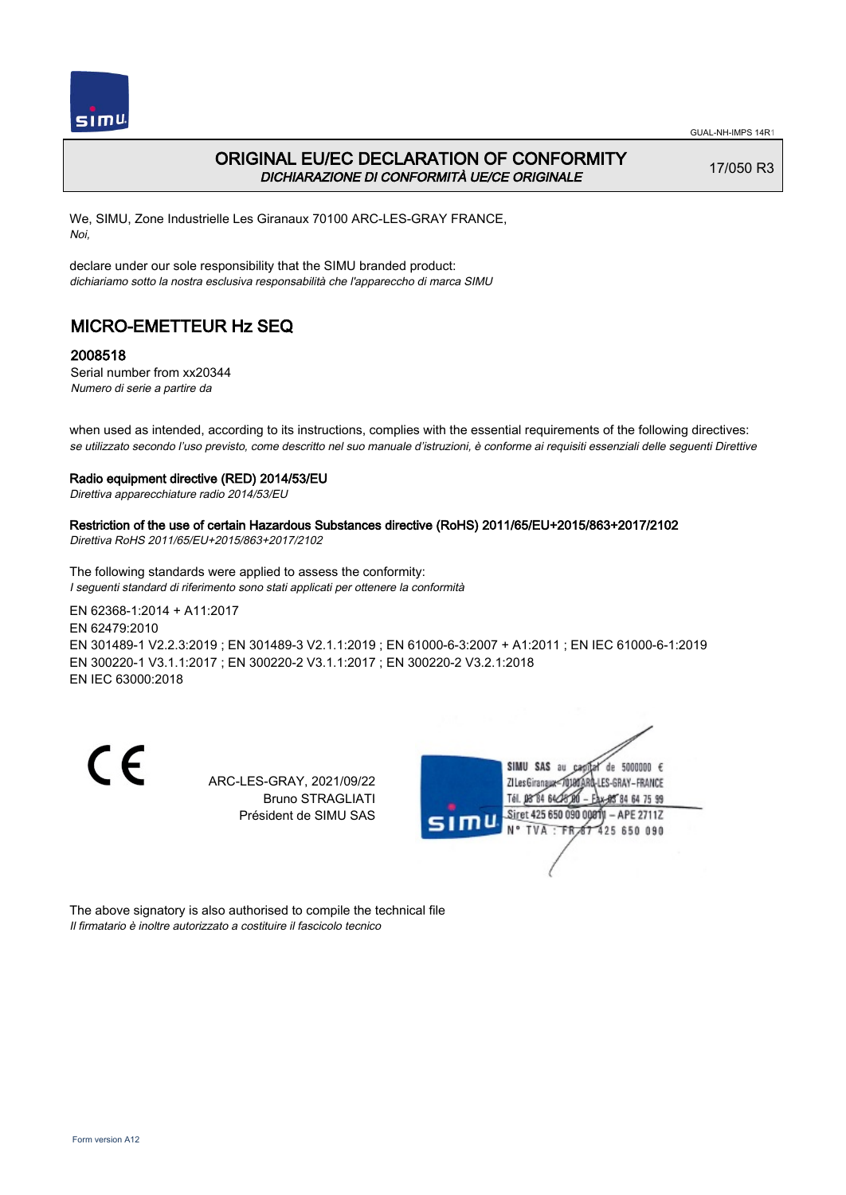# ORIGINAL EU/EC DECLARATION OF CONFORMITY

*DICHIARAZIONE DI CONFORMITÀ UE/CE ORIGINALE*

17/050 R3

We, SIMU, Zone Industrielle Les Giranaux 70100 ARC-LES-GRAY FRANCE,
*Noi,*

declare under our sole responsibility that the SIMU branded product:
*dichiariamo sotto la nostra esclusiva responsabilità che l'apparecchio di marca SIMU*

## MICRO-EMETTEUR Hz SEQ

### 2008518

Serial number from xx20344
*Numero di serie a partire da*

when used as intended, according to its instructions, complies with the essential requirements of the following directives:
*se utilizzato secondo l'uso previsto, come descritto nel suo manuale d'istruzioni, è conforme ai requisiti essenziali delle seguenti Direttive*

**Radio equipment directive (RED) 2014/53/EU**
*Direttiva apparecchiature radio 2014/53/EU*

**Restriction of the use of certain Hazardous Substances directive (RoHS) 2011/65/EU+2015/863+2017/2102**
*Direttiva RoHS 2011/65/EU+2015/863+2017/2102*

The following standards were applied to assess the conformity:
*I seguenti standard di riferimento sono stati applicati per ottenere la conformità*

EN 62368-1:2014 + A11:2017
EN 62479:2010
EN 301489-1 V2.2.3:2019 ; EN 301489-3 V2.1.1:2019 ; EN 61000-6-3:2007 + A1:2011 ; EN IEC 61000-6-1:2019
EN 300220-1 V3.1.1:2017 ; EN 300220-2 V3.1.1:2017 ; EN 300220-2 V3.2.1:2018
EN IEC 63000:2018

CE

ARC-LES-GRAY, 2021/09/22
Bruno STRAGLIATI
Président de SIMU SAS

SIMU SAS au capital de 5000000 €
ZI Les Giranaux 70100 ARC-LES-GRAY-FRANCE
Tél. 03 84 64 75 00 – Fax 03 84 64 75 99
Siret 425 650 090 00011 – APE 2711Z
N° TVA : FR 67 425 650 090

The above signatory is also authorised to compile the technical file
*Il firmatario è inoltre autorizzato a costituire il fascicolo tecnico*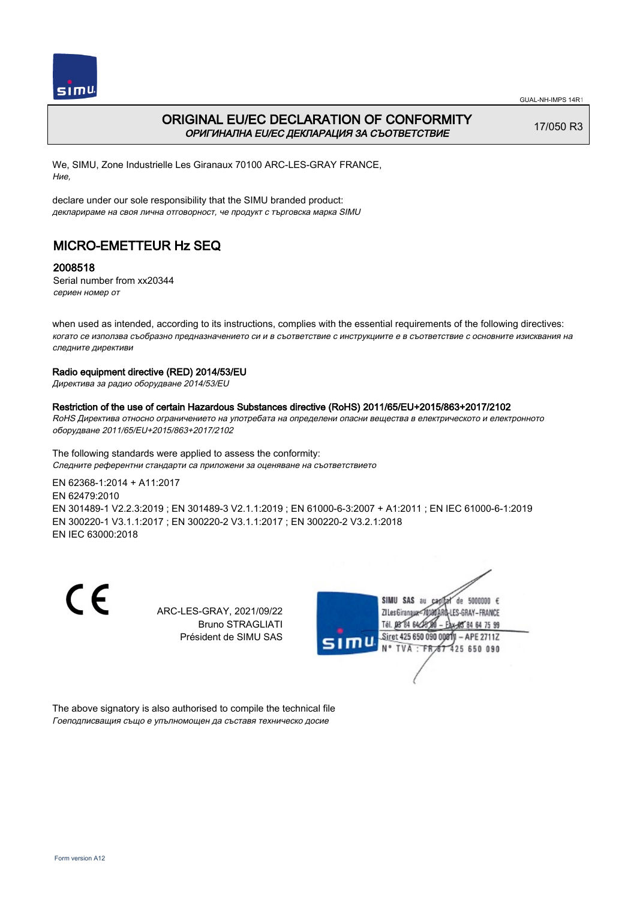# ORIGINAL EU/EC DECLARATION OF CONFORMITY

*ОРИГИНАЛНА EU/EC ДЕКЛАРАЦИЯ ЗА СЪОТВЕТСТВИЕ*

17/050 R3

We, SIMU, Zone Industrielle Les Giranaux 70100 ARC-LES-GRAY FRANCE,
*Ние,*

declare under our sole responsibility that the SIMU branded product:
*декларираме на своя лична отговорност, че продукт с търговска марка SIMU*

## MICRO-EMETTEUR Hz SEQ

### 2008518

Serial number from xx20344
*сериен номер от*

when used as intended, according to its instructions, complies with the essential requirements of the following directives:
*когато се използва съобразно предназначението си и в съответствие с инструкциите е в съответствие с основните изисквания на следните директиви*

**Radio equipment directive (RED) 2014/53/EU**
*Директива за радио оборудване 2014/53/EU*

**Restriction of the use of certain Hazardous Substances directive (RoHS) 2011/65/EU+2015/863+2017/2102**
*RoHS Директива относно ограничението на употребата на определени опасни вещества в електрическото и електронното оборудване 2011/65/EU+2015/863+2017/2102*

The following standards were applied to assess the conformity:
*Следните референтни стандарти са приложени за оценяване на съответствието*

EN 62368-1:2014 + A11:2017
EN 62479:2010
EN 301489-1 V2.2.3:2019 ; EN 301489-3 V2.1.1:2019 ; EN 61000-6-3:2007 + A1:2011 ; EN IEC 61000-6-1:2019
EN 300220-1 V3.1.1:2017 ; EN 300220-2 V3.1.1:2017 ; EN 300220-2 V3.2.1:2018
EN IEC 63000:2018

CE

ARC-LES-GRAY, 2021/09/22
Bruno STRAGLIATI
Président de SIMU SAS

SIMU SAS au capital de 5000000 €
ZI Les Giranaux 70100 ARC-LES-GRAY-FRANCE
Tél. 03 84 64 75 00 – Fax 03 84 64 75 99
Siret 425 650 090 00011 – APE 2711Z
N° TVA : FR 67 425 650 090

The above signatory is also authorised to compile the technical file
*Гоеподписващия също е упълномощен да съставя техническо досие*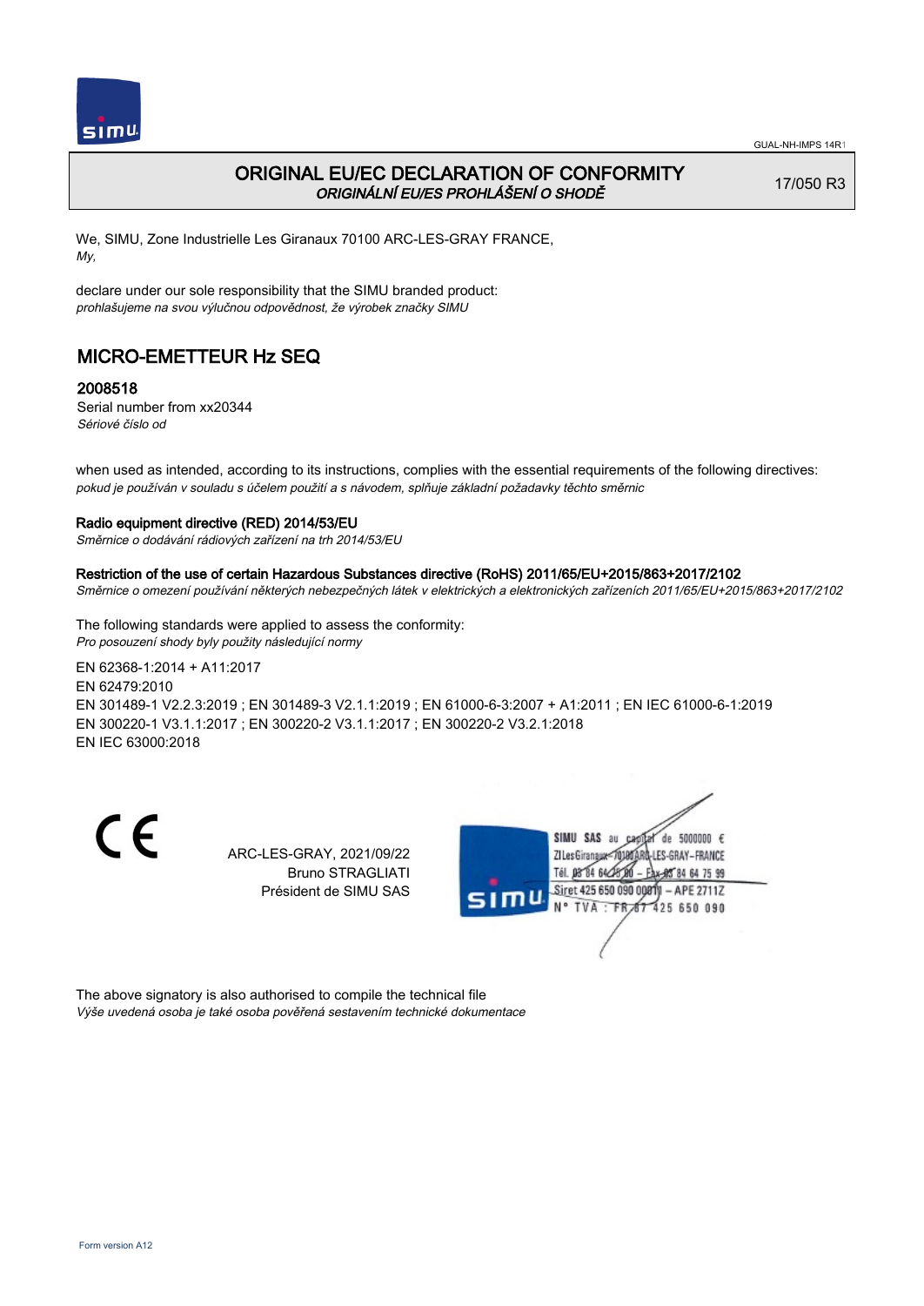GUAL-NH-IMPS 14R1

# ORIGINAL EU/EC DECLARATION OF CONFORMITY
*ORIGINÁLNÍ EU/ES PROHLÁŠENÍ O SHODĚ*

17/050 R3

We, SIMU, Zone Industrielle Les Giranaux 70100 ARC-LES-GRAY FRANCE,
*My,*

declare under our sole responsibility that the SIMU branded product:
*prohlašujeme na svou výlučnou odpovědnost, že výrobek značky SIMU*

## MICRO-EMETTEUR Hz SEQ

### 2008518

Serial number from xx20344
*Sériové číslo od*

when used as intended, according to its instructions, complies with the essential requirements of the following directives:
*pokud je používán v souladu s účelem použití a s návodem, splňuje základní požadavky těchto směrnic*

**Radio equipment directive (RED) 2014/53/EU**
*Směrnice o dodávání rádiových zařízení na trh 2014/53/EU*

**Restriction of the use of certain Hazardous Substances directive (RoHS) 2011/65/EU+2015/863+2017/2102**
*Směrnice o omezení používání některých nebezpečných látek v elektrických a elektronických zařízeních 2011/65/EU+2015/863+2017/2102*

The following standards were applied to assess the conformity:
*Pro posouzení shody byly použity následující normy*

EN 62368-1:2014 + A11:2017
EN 62479:2010
EN 301489-1 V2.2.3:2019 ; EN 301489-3 V2.1.1:2019 ; EN 61000-6-3:2007 + A1:2011 ; EN IEC 61000-6-1:2019
EN 300220-1 V3.1.1:2017 ; EN 300220-2 V3.1.1:2017 ; EN 300220-2 V3.2.1:2018
EN IEC 63000:2018

ARC-LES-GRAY, 2021/09/22
Bruno STRAGLIATI
Président de SIMU SAS

SIMU SAS au capital de 5000000 €
ZI Les Giranaux 70100 ARC-LES-GRAY-FRANCE
Tél. 03 84 64 75 00 – Fax 03 84 64 75 99
Siret 425 650 090 00011 – APE 2711Z
N° TVA : FR 87 425 650 090

The above signatory is also authorised to compile the technical file
*Výše uvedená osoba je také osoba pověřená sestavením technické dokumentace*

Form version A12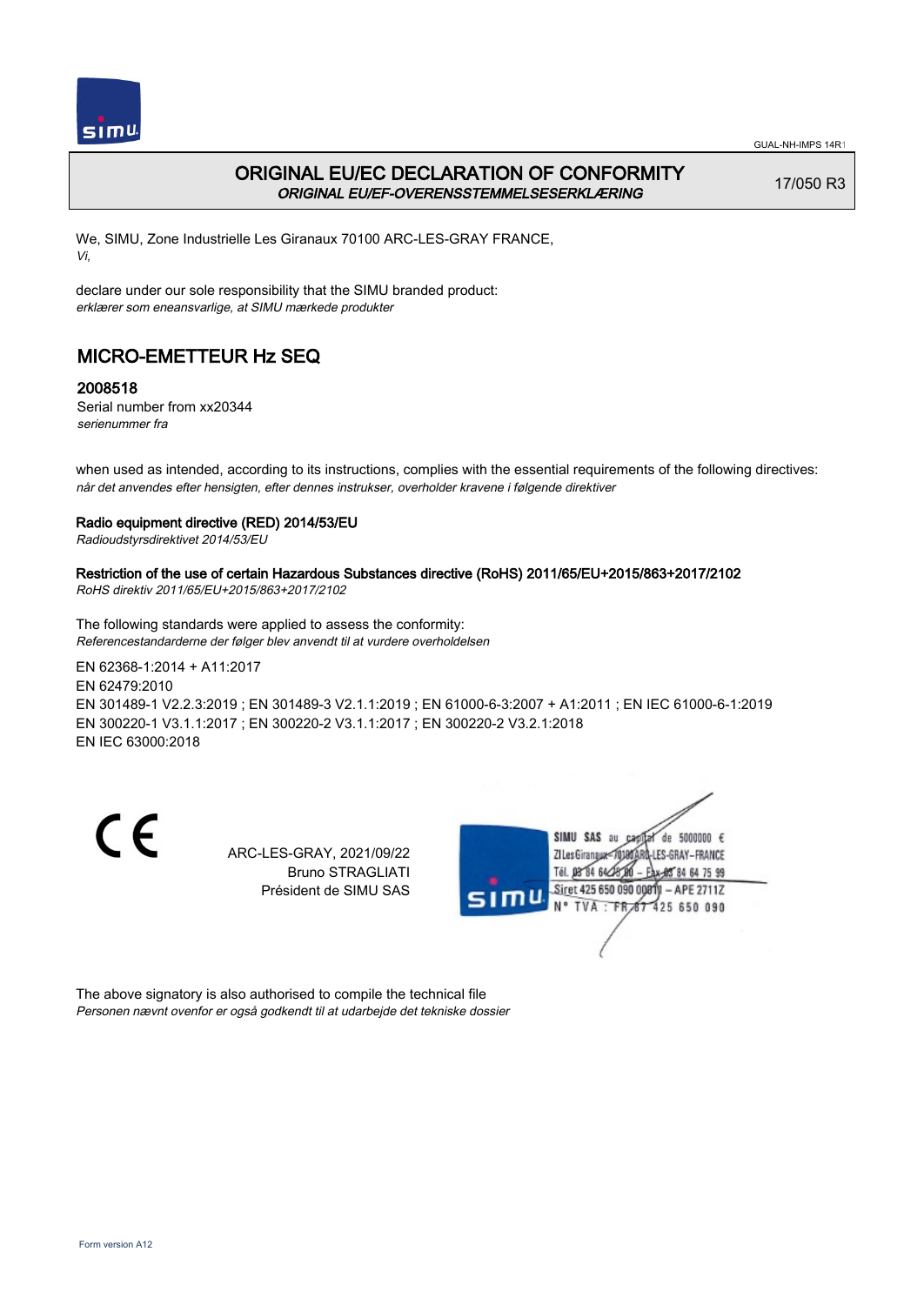# ORIGINAL EU/EC DECLARATION OF CONFORMITY

***ORIGINAL EU/EF-OVERENSSTEMMELSESERKLÆRING***

17/050 R3

We, SIMU, Zone Industrielle Les Giranaux 70100 ARC-LES-GRAY FRANCE,
*Vi,*

declare under our sole responsibility that the SIMU branded product:
*erklærer som eneansvarlige, at SIMU mærkede produkter*

## MICRO-EMETTEUR Hz SEQ

### 2008518

Serial number from xx20344
*serienummer fra*

when used as intended, according to its instructions, complies with the essential requirements of the following directives:
*når det anvendes efter hensigten, efter dennes instrukser, overholder kravene i følgende direktiver*

**Radio equipment directive (RED) 2014/53/EU**
*Radioudstyrsdirektivet 2014/53/EU*

**Restriction of the use of certain Hazardous Substances directive (RoHS) 2011/65/EU+2015/863+2017/2102**
*RoHS direktiv 2011/65/EU+2015/863+2017/2102*

The following standards were applied to assess the conformity:
*Referencestandarderne der følger blev anvendt til at vurdere overholdelsen*

EN 62368-1:2014 + A11:2017
EN 62479:2010
EN 301489-1 V2.2.3:2019 ; EN 301489-3 V2.1.1:2019 ; EN 61000-6-3:2007 + A1:2011 ; EN IEC 61000-6-1:2019
EN 300220-1 V3.1.1:2017 ; EN 300220-2 V3.1.1:2017 ; EN 300220-2 V3.2.1:2018
EN IEC 63000:2018

ARC-LES-GRAY, 2021/09/22
Bruno STRAGLIATI
Président de SIMU SAS

SIMU SAS au capital de 5000000 €
ZI Les Giranaux 70100 ARC-LES-GRAY-FRANCE
Tél. 03 84 64 75 00 – Fax 03 84 64 75 99
Siret 425 650 090 00011 – APE 2711Z
N° TVA : FR 87 425 650 090

The above signatory is also authorised to compile the technical file
*Personen nævnt ovenfor er også godkendt til at udarbejde det tekniske dossier*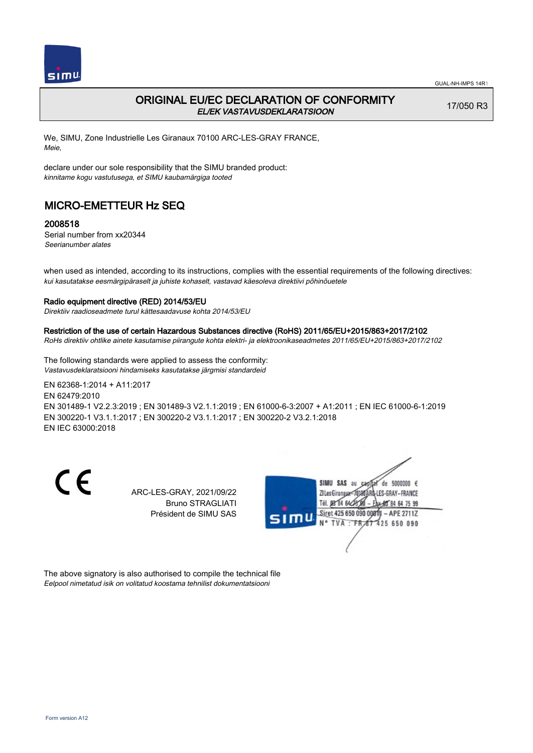# ORIGINAL EU/EC DECLARATION OF CONFORMITY

*EL/EK VASTAVUSDEKLARATSIOON*

17/050 R3

We, SIMU, Zone Industrielle Les Giranaux 70100 ARC-LES-GRAY FRANCE,
*Meie,*

declare under our sole responsibility that the SIMU branded product:
*kinnitame kogu vastutusega, et SIMU kaubamärgiga tooted*

## MICRO-EMETTEUR Hz SEQ

### 2008518

Serial number from xx20344
*Seerianumber alates*

when used as intended, according to its instructions, complies with the essential requirements of the following directives:
*kui kasutatakse eesmärgipäraselt ja juhiste kohaselt, vastavad käesoleva direktiivi põhinõuetele*

**Radio equipment directive (RED) 2014/53/EU**
*Direktiiv raadioseadmete turul kättesaadavuse kohta 2014/53/EU*

**Restriction of the use of certain Hazardous Substances directive (RoHS) 2011/65/EU+2015/863+2017/2102**
*RoHs direktiiv ohtlike ainete kasutamise piirangute kohta elektri- ja elektroonikaseadmetes 2011/65/EU+2015/863+2017/2102*

The following standards were applied to assess the conformity:
*Vastavusdeklaratsiooni hindamiseks kasutatakse järgmisi standardeid*

EN 62368-1:2014 + A11:2017
EN 62479:2010
EN 301489-1 V2.2.3:2019 ; EN 301489-3 V2.1.1:2019 ; EN 61000-6-3:2007 + A1:2011 ; EN IEC 61000-6-1:2019
EN 300220-1 V3.1.1:2017 ; EN 300220-2 V3.1.1:2017 ; EN 300220-2 V3.2.1:2018
EN IEC 63000:2018

ARC-LES-GRAY, 2021/09/22
Bruno STRAGLIATI
Président de SIMU SAS

SIMU SAS au capital de 5000000 €
ZI Les Giranaux 70100 ARC-LES-GRAY-FRANCE
Tél. 03 84 64 75 00 – Fax 03 84 64 75 99
Siret 425 650 090 00011 – APE 2711Z
N° TVA : FR 67 425 650 090

The above signatory is also authorised to compile the technical file
*Eelpool nimetatud isik on volitatud koostama tehnilist dokumentatsiooni*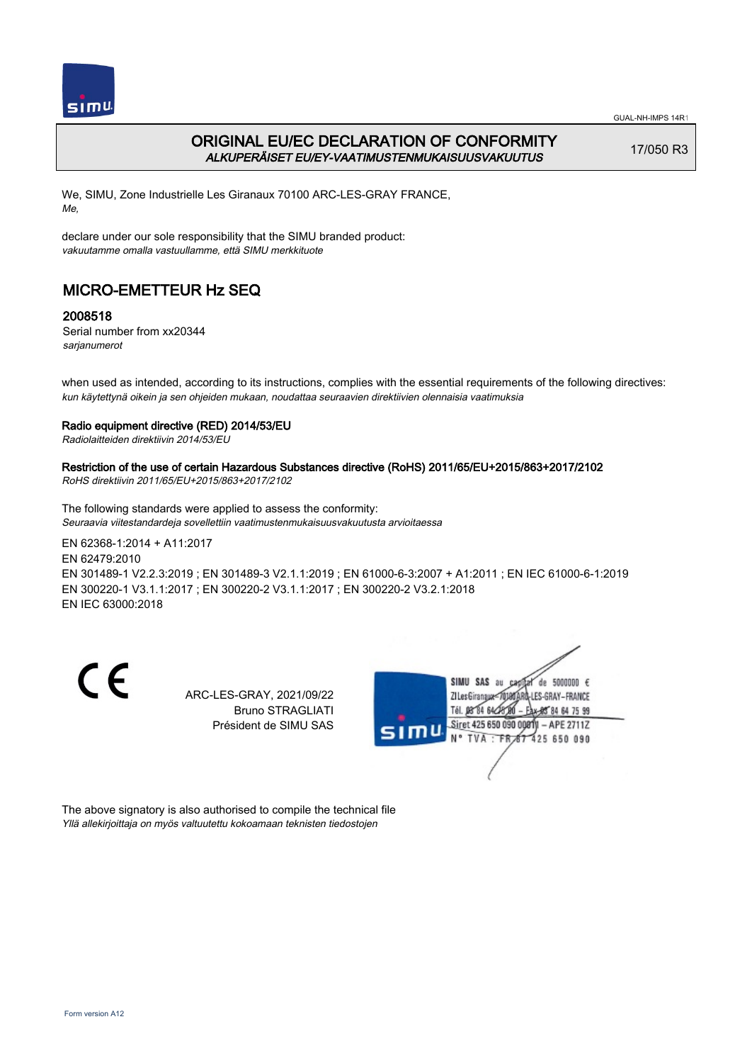# ORIGINAL EU/EC DECLARATION OF CONFORMITY
*ALKUPERÄISET EU/EY-VAATIMUSTENMUKAISUUSVAKUUTUS*

17/050 R3

We, SIMU, Zone Industrielle Les Giranaux 70100 ARC-LES-GRAY FRANCE,
*Me,*

declare under our sole responsibility that the SIMU branded product:
*vakuutamme omalla vastuullamme, että SIMU merkkituote*

## MICRO-EMETTEUR Hz SEQ

### 2008518

Serial number from xx20344
*sarjanumerot*

when used as intended, according to its instructions, complies with the essential requirements of the following directives:
*kun käytettynä oikein ja sen ohjeiden mukaan, noudattaa seuraavien direktiivien olennaisia vaatimuksia*

**Radio equipment directive (RED) 2014/53/EU**
*Radiolaitteiden direktiivin 2014/53/EU*

**Restriction of the use of certain Hazardous Substances directive (RoHS) 2011/65/EU+2015/863+2017/2102**
*RoHS direktiivin 2011/65/EU+2015/863+2017/2102*

The following standards were applied to assess the conformity:
*Seuraavia viitestandardeja sovellettiin vaatimustenmukaisuusvakuutusta arvioitaessa*

EN 62368-1:2014 + A11:2017
EN 62479:2010
EN 301489-1 V2.2.3:2019 ; EN 301489-3 V2.1.1:2019 ; EN 61000-6-3:2007 + A1:2011 ; EN IEC 61000-6-1:2019
EN 300220-1 V3.1.1:2017 ; EN 300220-2 V3.1.1:2017 ; EN 300220-2 V3.2.1:2018
EN IEC 63000:2018

CE

ARC-LES-GRAY, 2021/09/22
Bruno STRAGLIATI
Président de SIMU SAS

SIMU SAS au capital de 5000000 €
ZI Les Giranaux 70100 ARC-LES-GRAY-FRANCE
Tél. 03 84 64 75 00 – Fax 03 84 64 75 99
Siret 425 650 090 00011 – APE 2711Z
N° TVA : FR 67 425 650 090

The above signatory is also authorised to compile the technical file
*Yllä allekirjoittaja on myös valtuutettu kokoamaan teknisten tiedostojen*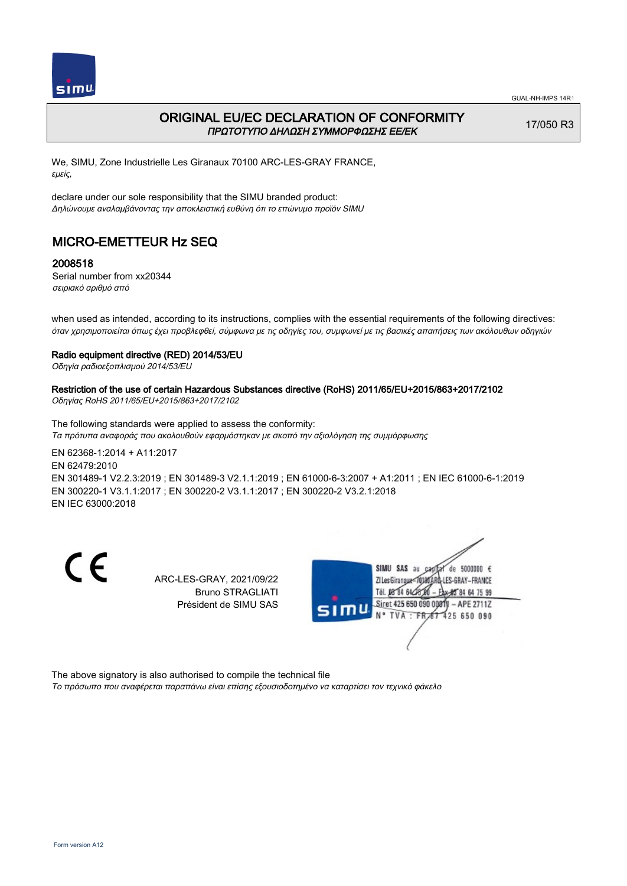GUAL-NH-IMPS 14R1

# ORIGINAL EU/EC DECLARATION OF CONFORMITY
*ΠΡΩΤΟΤΥΠΟ ΔΗΛΩΣΗ ΣΥΜΜΟΡΦΩΣΗΣ ΕΕ/ΕΚ*

17/050 R3

We, SIMU, Zone Industrielle Les Giranaux 70100 ARC-LES-GRAY FRANCE,
*εμείς,*

declare under our sole responsibility that the SIMU branded product:
*Δηλώνουμε αναλαμβάνοντας την αποκλειστική ευθύνη ότι το επώνυμο προϊόν SIMU*

## MICRO-EMETTEUR Hz SEQ

### 2008518

Serial number from xx20344
*σειριακό αριθμό από*

when used as intended, according to its instructions, complies with the essential requirements of the following directives:
*όταν χρησιμοποιείται όπως έχει προβλεφθεί, σύμφωνα με τις οδηγίες του, συμφωνεί με τις βασικές απαιτήσεις των ακόλουθων οδηγιών*

**Radio equipment directive (RED) 2014/53/EU**
*Οδηγία ραδιοεξοπλισμού 2014/53/EU*

**Restriction of the use of certain Hazardous Substances directive (RoHS) 2011/65/EU+2015/863+2017/2102**
*Οδηγίας RoHS 2011/65/EU+2015/863+2017/2102*

The following standards were applied to assess the conformity:
*Τα πρότυπα αναφοράς που ακολουθούν εφαρμόστηκαν με σκοπό την αξιολόγηση της συμμόρφωσης*

EN 62368-1:2014 + A11:2017
EN 62479:2010
EN 301489-1 V2.2.3:2019 ; EN 301489-3 V2.1.1:2019 ; EN 61000-6-3:2007 + A1:2011 ; EN IEC 61000-6-1:2019
EN 300220-1 V3.1.1:2017 ; EN 300220-2 V3.1.1:2017 ; EN 300220-2 V3.2.1:2018
EN IEC 63000:2018

CE

ARC-LES-GRAY, 2021/09/22
Bruno STRAGLIATI
Président de SIMU SAS

SIMU SAS au capital de 5000000 €
ZI Les Giranaux 70100 ARC-LES-GRAY-FRANCE
Tél. 03 84 64 75 00 – Fax 03 84 64 75 99
Siret 425 650 090 00011 – APE 2711Z
N° TVA : FR 87 425 650 090

The above signatory is also authorised to compile the technical file
*Το πρόσωπο που αναφέρεται παραπάνω είναι επίσης εξουσιοδοτημένο να καταρτίσει τον τεχνικό φάκελο*

Form version A12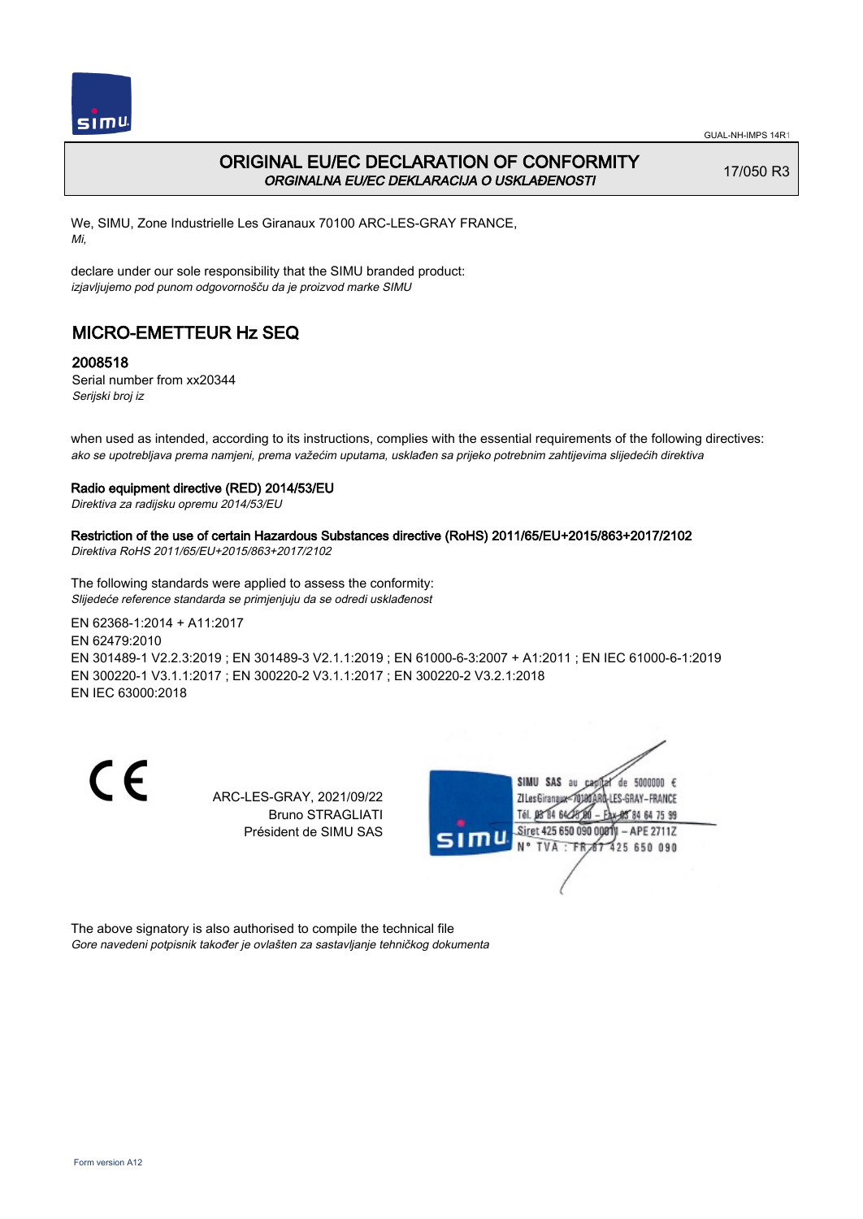# ORIGINAL EU/EC DECLARATION OF CONFORMITY

*ORGINALNA EU/EC DEKLARACIJA O USKLAĐENOSTI*

17/050 R3

We, SIMU, Zone Industrielle Les Giranaux 70100 ARC-LES-GRAY FRANCE,
*Mi,*

declare under our sole responsibility that the SIMU branded product:
*izjavljujemo pod punom odgovornošču da je proizvod marke SIMU*

## MICRO-EMETTEUR Hz SEQ

### 2008518

Serial number from xx20344
*Serijski broj iz*

when used as intended, according to its instructions, complies with the essential requirements of the following directives:
*ako se upotrebljava prema namjeni, prema važećim uputama, usklađen sa prijeko potrebnim zahtijevima slijedećih direktiva*

**Radio equipment directive (RED) 2014/53/EU**
*Direktiva za radijsku opremu 2014/53/EU*

**Restriction of the use of certain Hazardous Substances directive (RoHS) 2011/65/EU+2015/863+2017/2102**
*Direktiva RoHS 2011/65/EU+2015/863+2017/2102*

The following standards were applied to assess the conformity:
*Slijedeće reference standarda se primjenjuju da se odredi usklađenost*

EN 62368-1:2014 + A11:2017
EN 62479:2010
EN 301489-1 V2.2.3:2019 ; EN 301489-3 V2.1.1:2019 ; EN 61000-6-3:2007 + A1:2011 ; EN IEC 61000-6-1:2019
EN 300220-1 V3.1.1:2017 ; EN 300220-2 V3.1.1:2017 ; EN 300220-2 V3.2.1:2018
EN IEC 63000:2018

ARC-LES-GRAY, 2021/09/22
Bruno STRAGLIATI
Président de SIMU SAS

SIMU SAS au capital de 5000000 €
ZI Les Giranaux 70100 ARC-LES-GRAY-FRANCE
Tél. 03 84 64 75 00 – Fax 03 84 64 75 99
Siret 425 650 090 00011 – APE 2711Z
N° TVA : FR 67 425 650 090

The above signatory is also authorised to compile the technical file
*Gore navedeni potpisnik također je ovlašten za sastavljanje tehničkog dokumenta*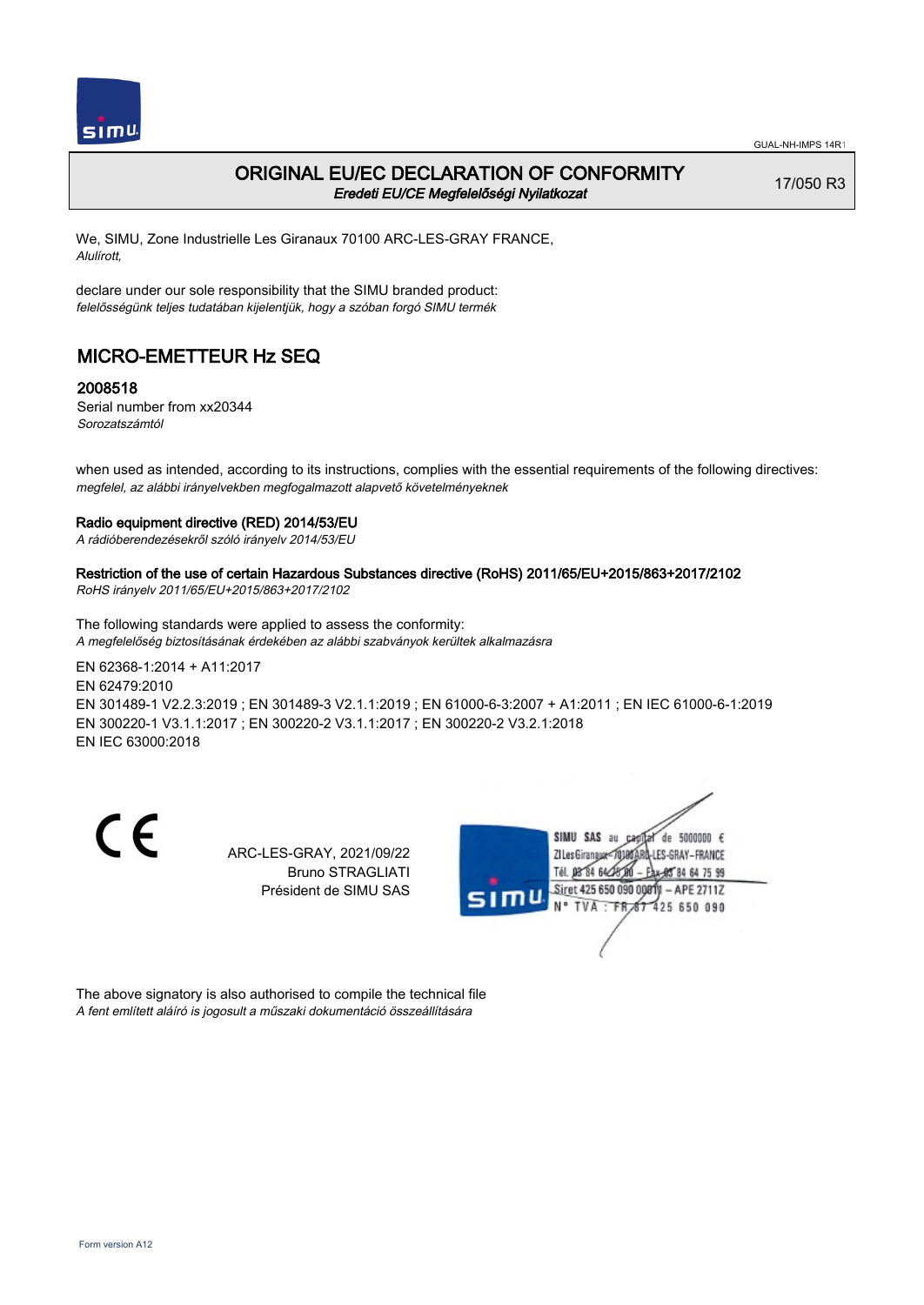# ORIGINAL EU/EC DECLARATION OF CONFORMITY

*Eredeti EU/CE Megfelelőségi Nyilatkozat*

17/050 R3

We, SIMU, Zone Industrielle Les Giranaux 70100 ARC-LES-GRAY FRANCE,
*Alulírott,*

declare under our sole responsibility that the SIMU branded product:
*felelősségünk teljes tudatában kijelentjük, hogy a szóban forgó SIMU termék*

## MICRO-EMETTEUR Hz SEQ

### 2008518

Serial number from xx20344
*Sorozatszámtól*

when used as intended, according to its instructions, complies with the essential requirements of the following directives:
*megfelel, az alábbi irányelvekben megfogalmazott alapvető követelményeknek*

**Radio equipment directive (RED) 2014/53/EU**
*A rádióberendezésekről szóló irányelv 2014/53/EU*

**Restriction of the use of certain Hazardous Substances directive (RoHS) 2011/65/EU+2015/863+2017/2102**
*RoHS irányelv 2011/65/EU+2015/863+2017/2102*

The following standards were applied to assess the conformity:
*A megfelelőség biztosításának érdekében az alábbi szabványok kerültek alkalmazásra*

EN 62368-1:2014 + A11:2017
EN 62479:2010
EN 301489-1 V2.2.3:2019 ; EN 301489-3 V2.1.1:2019 ; EN 61000-6-3:2007 + A1:2011 ; EN IEC 61000-6-1:2019
EN 300220-1 V3.1.1:2017 ; EN 300220-2 V3.1.1:2017 ; EN 300220-2 V3.2.1:2018
EN IEC 63000:2018

CE

ARC-LES-GRAY, 2021/09/22
Bruno STRAGLIATI
Président de SIMU SAS

SIMU SAS au capital de 5000000 €
ZI Les Giranaux 70100 ARC-LES-GRAY-FRANCE
Tél. 03 84 64 75 00 – Fax 03 84 64 75 99
Siret 425 650 090 00011 – APE 2711Z
N° TVA : FR 67 425 650 090

The above signatory is also authorised to compile the technical file
*A fent említett aláíró is jogosult a műszaki dokumentáció összeállítására*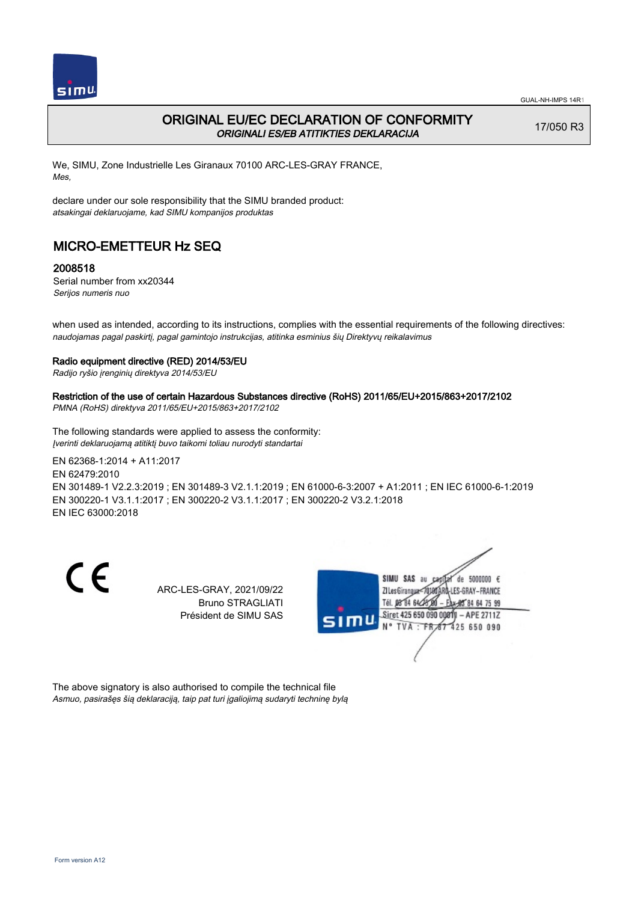# ORIGINAL EU/EC DECLARATION OF CONFORMITY
*ORIGINALI ES/EB ATITIKTIES DEKLARACIJA*

17/050 R3

We, SIMU, Zone Industrielle Les Giranaux 70100 ARC-LES-GRAY FRANCE,
*Mes,*

declare under our sole responsibility that the SIMU branded product:
*atsakingai deklaruojame, kad SIMU kompanijos produktas*

## MICRO-EMETTEUR Hz SEQ

### 2008518

Serial number from xx20344
*Serijos numeris nuo*

when used as intended, according to its instructions, complies with the essential requirements of the following directives:
*naudojamas pagal paskirtį, pagal gamintojo instrukcijas, atitinka esminius šių Direktyvų reikalavimus*

**Radio equipment directive (RED) 2014/53/EU**
*Radijo ryšio įrenginių direktyva 2014/53/EU*

**Restriction of the use of certain Hazardous Substances directive (RoHS) 2011/65/EU+2015/863+2017/2102**
*PMNA (RoHS) direktyva 2011/65/EU+2015/863+2017/2102*

The following standards were applied to assess the conformity:
*Įverinti deklaruojamą atitiktį buvo taikomi toliau nurodyti standartai*

EN 62368-1:2014 + A11:2017
EN 62479:2010
EN 301489-1 V2.2.3:2019 ; EN 301489-3 V2.1.1:2019 ; EN 61000-6-3:2007 + A1:2011 ; EN IEC 61000-6-1:2019
EN 300220-1 V3.1.1:2017 ; EN 300220-2 V3.1.1:2017 ; EN 300220-2 V3.2.1:2018
EN IEC 63000:2018

ARC-LES-GRAY, 2021/09/22
Bruno STRAGLIATI
Président de SIMU SAS

SIMU SAS au capital de 5000000 €
ZI Les Giranaux 70100 ARC-LES-GRAY-FRANCE
Tél. 03 84 64 75 00 – Fax 03 84 64 75 99
Siret 425 650 090 00011 – APE 2711Z
N° TVA : FR 87 425 650 090

The above signatory is also authorised to compile the technical file
*Asmuo, pasirašęs šią deklaraciją, taip pat turi įgaliojimą sudaryti techninę bylą*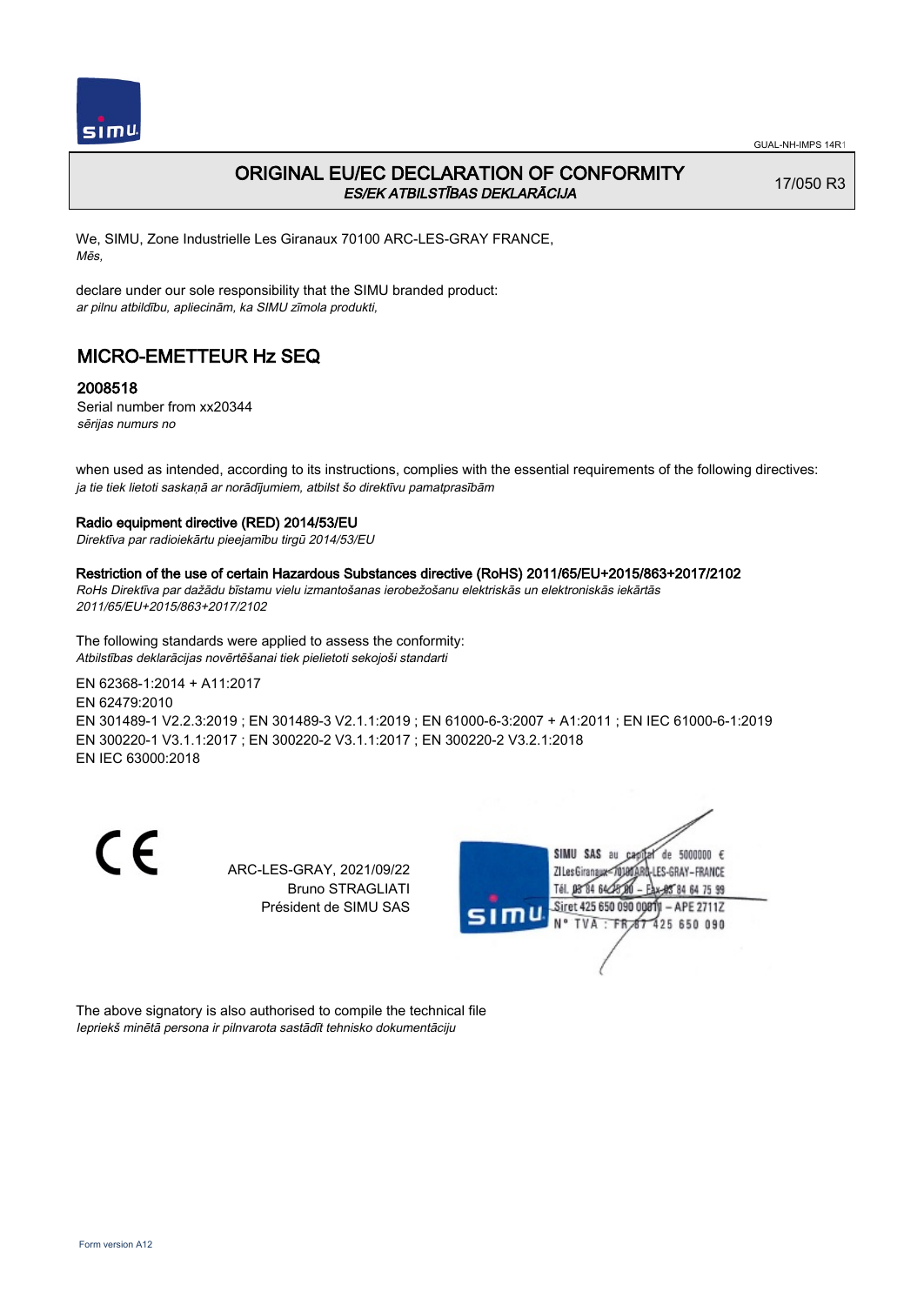GUAL-NH-IMPS 14R1

# ORIGINAL EU/EC DECLARATION OF CONFORMITY
*ES/EK ATBILSTĪBAS DEKLARĀCIJA*

17/050 R3

We, SIMU, Zone Industrielle Les Giranaux 70100 ARC-LES-GRAY FRANCE,
*Mēs,*

declare under our sole responsibility that the SIMU branded product:
*ar pilnu atbildību, apliecinām, ka SIMU zīmola produkti,*

## MICRO-EMETTEUR Hz SEQ

### 2008518

Serial number from xx20344
*sērijas numurs no*

when used as intended, according to its instructions, complies with the essential requirements of the following directives:
*ja tie tiek lietoti saskaņā ar norādījumiem, atbilst šo direktīvu pamatprasībām*

**Radio equipment directive (RED) 2014/53/EU**
*Direktīva par radioiekārtu pieejamību tirgū 2014/53/EU*

**Restriction of the use of certain Hazardous Substances directive (RoHS) 2011/65/EU+2015/863+2017/2102**
*RoHs Direktīva par dažādu bīstamu vielu izmantošanas ierobežošanu elektriskās un elektroniskās iekārtās 2011/65/EU+2015/863+2017/2102*

The following standards were applied to assess the conformity:
*Atbilstības deklarācijas novērtēšanai tiek pielietoti sekojoši standarti*

EN 62368-1:2014 + A11:2017
EN 62479:2010
EN 301489-1 V2.2.3:2019 ; EN 301489-3 V2.1.1:2019 ; EN 61000-6-3:2007 + A1:2011 ; EN IEC 61000-6-1:2019
EN 300220-1 V3.1.1:2017 ; EN 300220-2 V3.1.1:2017 ; EN 300220-2 V3.2.1:2018
EN IEC 63000:2018

CE

ARC-LES-GRAY, 2021/09/22
Bruno STRAGLIATI
Président de SIMU SAS

SIMU SAS au capital de 5000000 €
ZI Les Giranaux 70100 ARC-LES-GRAY-FRANCE
Tél. 03 84 64 75 00 – Fax 03 84 64 75 99
Siret 425 650 090 00011 – APE 2711Z
N° TVA : FR 87 425 650 090

The above signatory is also authorised to compile the technical file
*Iepriekš minētā persona ir pilnvarota sastādīt tehnisko dokumentāciju*

Form version A12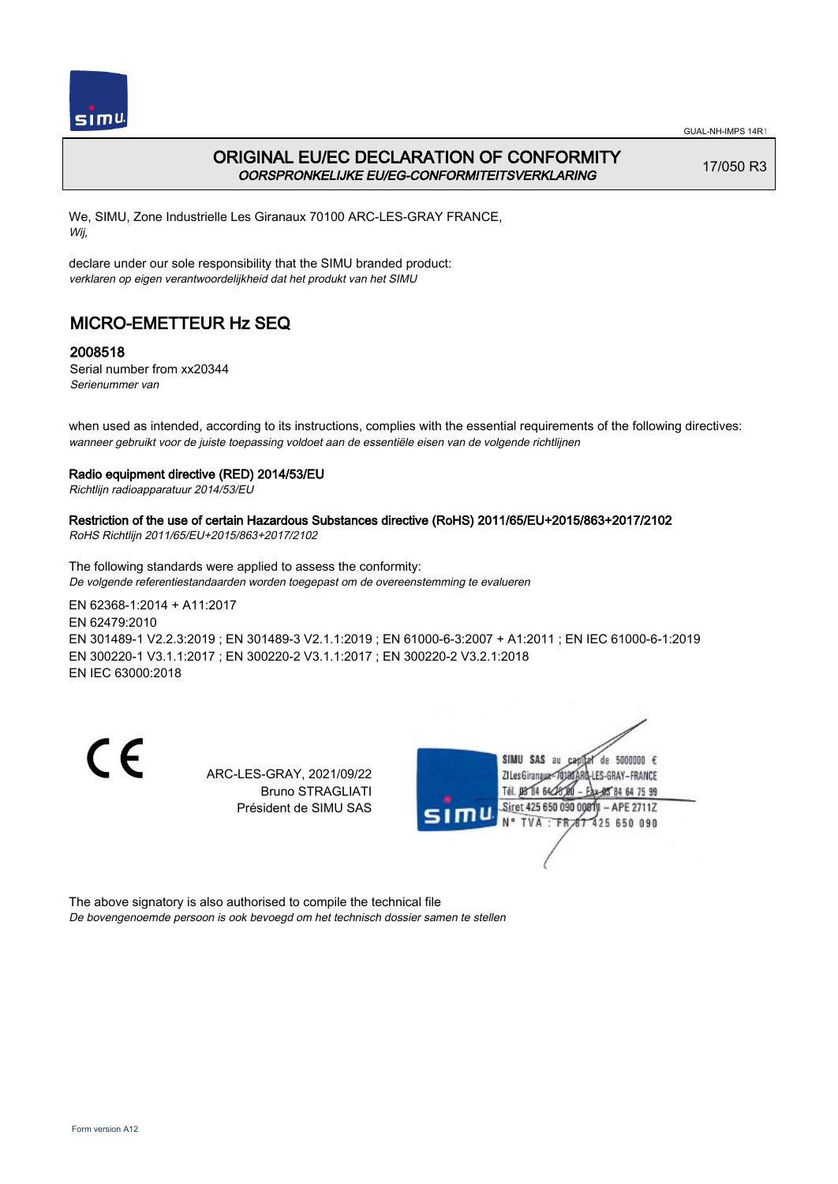# ORIGINAL EU/EC DECLARATION OF CONFORMITY
*OORSPRONKELIJKE EU/EG-CONFORMITEITSVERKLARING*

17/050 R3

We, SIMU, Zone Industrielle Les Giranaux 70100 ARC-LES-GRAY FRANCE,
*Wij,*

declare under our sole responsibility that the SIMU branded product:
*verklaren op eigen verantwoordelijkheid dat het produkt van het SIMU*

## MICRO-EMETTEUR Hz SEQ

### 2008518

Serial number from xx20344
*Serienummer van*

when used as intended, according to its instructions, complies with the essential requirements of the following directives:
*wanneer gebruikt voor de juiste toepassing voldoet aan de essentiële eisen van de volgende richtlijnen*

**Radio equipment directive (RED) 2014/53/EU**
*Richtlijn radioapparatuur 2014/53/EU*

**Restriction of the use of certain Hazardous Substances directive (RoHS) 2011/65/EU+2015/863+2017/2102**
*RoHS Richtlijn 2011/65/EU+2015/863+2017/2102*

The following standards were applied to assess the conformity:
*De volgende referentiestandaarden worden toegepast om de overeenstemming te evalueren*

EN 62368-1:2014 + A11:2017
EN 62479:2010
EN 301489-1 V2.2.3:2019 ; EN 301489-3 V2.1.1:2019 ; EN 61000-6-3:2007 + A1:2011 ; EN IEC 61000-6-1:2019
EN 300220-1 V3.1.1:2017 ; EN 300220-2 V3.1.1:2017 ; EN 300220-2 V3.2.1:2018
EN IEC 63000:2018

CE

ARC-LES-GRAY, 2021/09/22
Bruno STRAGLIATI
Président de SIMU SAS

SIMU SAS au capital de 5000000 €
ZI Les Giranaux 70100 ARC-LES-GRAY-FRANCE
Tél. 03 84 64 75 00 – Fax 03 84 64 75 99
Siret 425 650 090 00011 – APE 2711Z
N° TVA : FR 67 425 650 090

The above signatory is also authorised to compile the technical file
*De bovengenoemde persoon is ook bevoegd om het technisch dossier samen te stellen*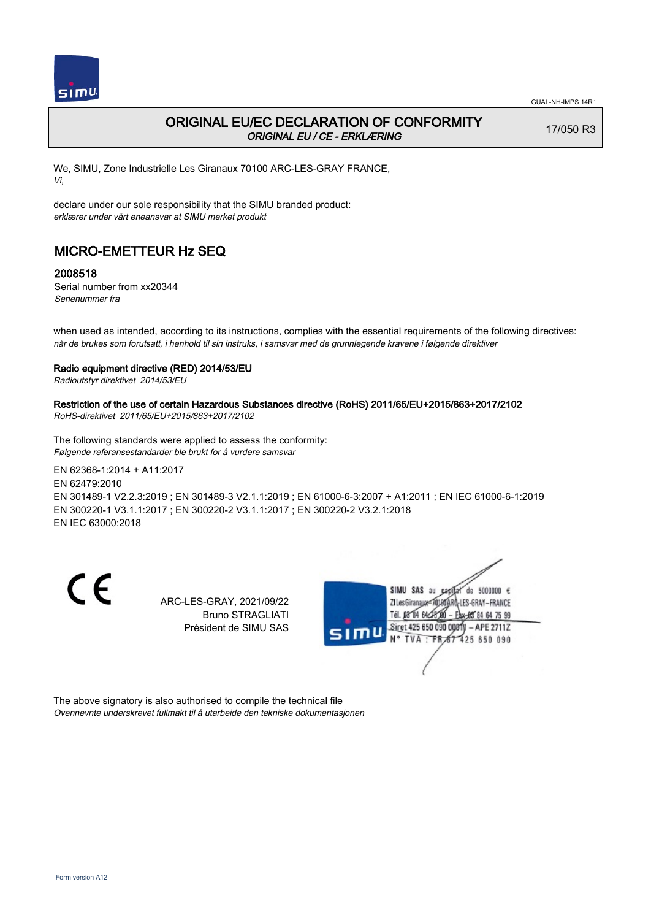# ORIGINAL EU/EC DECLARATION OF CONFORMITY

*ORIGINAL EU / CE - ERKLÆRING*

17/050 R3

We, SIMU, Zone Industrielle Les Giranaux 70100 ARC-LES-GRAY FRANCE,
*Vi,*

declare under our sole responsibility that the SIMU branded product:
*erklærer under vårt eneansvar at SIMU merket produkt*

## MICRO-EMETTEUR Hz SEQ

### 2008518

Serial number from xx20344
*Serienummer fra*

when used as intended, according to its instructions, complies with the essential requirements of the following directives:
*når de brukes som forutsatt, i henhold til sin instruks, i samsvar med de grunnlegende kravene i følgende direktiver*

**Radio equipment directive (RED) 2014/53/EU**
*Radioutstyr direktivet 2014/53/EU*

**Restriction of the use of certain Hazardous Substances directive (RoHS) 2011/65/EU+2015/863+2017/2102**
*RoHS-direktivet 2011/65/EU+2015/863+2017/2102*

The following standards were applied to assess the conformity:
*Følgende referansestandarder ble brukt for å vurdere samsvar*

EN 62368-1:2014 + A11:2017
EN 62479:2010
EN 301489-1 V2.2.3:2019 ; EN 301489-3 V2.1.1:2019 ; EN 61000-6-3:2007 + A1:2011 ; EN IEC 61000-6-1:2019
EN 300220-1 V3.1.1:2017 ; EN 300220-2 V3.1.1:2017 ; EN 300220-2 V3.2.1:2018
EN IEC 63000:2018

ARC-LES-GRAY, 2021/09/22
Bruno STRAGLIATI
Président de SIMU SAS

SIMU SAS au capital de 5000000 €
ZI Les Giranaux 70100 ARC-LES-GRAY-FRANCE
Tél. 03 84 64 75 00 – Fax 03 84 64 75 99
Siret 425 650 090 00011 – APE 2711Z
N° TVA : FR 87 425 650 090

The above signatory is also authorised to compile the technical file
*Ovennevnte underskrevet fullmakt til å utarbeide den tekniske dokumentasjonen*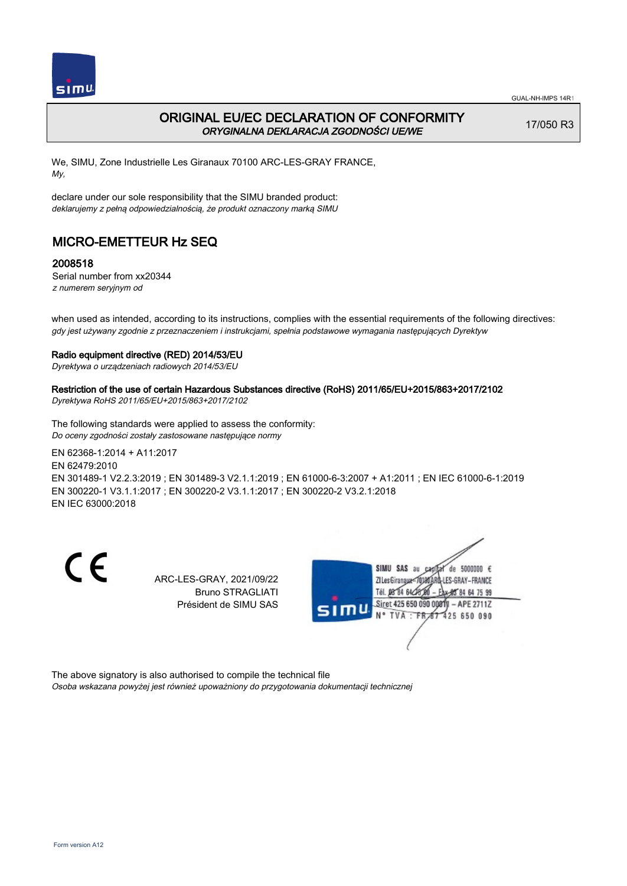# ORIGINAL EU/EC DECLARATION OF CONFORMITY
*ORYGINALNA DEKLARACJA ZGODNOŚCI UE/WE*

17/050 R3

We, SIMU, Zone Industrielle Les Giranaux 70100 ARC-LES-GRAY FRANCE,
*My,*

declare under our sole responsibility that the SIMU branded product:
*deklarujemy z pełną odpowiedzialnością, że produkt oznaczony marką SIMU*

## MICRO-EMETTEUR Hz SEQ

### 2008518

Serial number from xx20344
*z numerem seryjnym od*

when used as intended, according to its instructions, complies with the essential requirements of the following directives:
*gdy jest używany zgodnie z przeznaczeniem i instrukcjami, spełnia podstawowe wymagania następujących Dyrektyw*

**Radio equipment directive (RED) 2014/53/EU**
*Dyrektywa o urządzeniach radiowych 2014/53/EU*

**Restriction of the use of certain Hazardous Substances directive (RoHS) 2011/65/EU+2015/863+2017/2102**
*Dyrektywa RoHS 2011/65/EU+2015/863+2017/2102*

The following standards were applied to assess the conformity:
*Do oceny zgodności zostały zastosowane następujące normy*

EN 62368-1:2014 + A11:2017
EN 62479:2010
EN 301489-1 V2.2.3:2019 ; EN 301489-3 V2.1.1:2019 ; EN 61000-6-3:2007 + A1:2011 ; EN IEC 61000-6-1:2019
EN 300220-1 V3.1.1:2017 ; EN 300220-2 V3.1.1:2017 ; EN 300220-2 V3.2.1:2018
EN IEC 63000:2018

ARC-LES-GRAY, 2021/09/22
Bruno STRAGLIATI
Président de SIMU SAS

SIMU SAS au capital de 5000000 €
ZI Les Giranaux 70100 ARC-LES-GRAY-FRANCE
Tél. 03 84 64 75 00 – Fax 03 84 64 75 99
Siret 425 650 090 00011 – APE 2711Z
N° TVA : FR 67 425 650 090

The above signatory is also authorised to compile the technical file
*Osoba wskazana powyżej jest również upoważniony do przygotowania dokumentacji technicznej*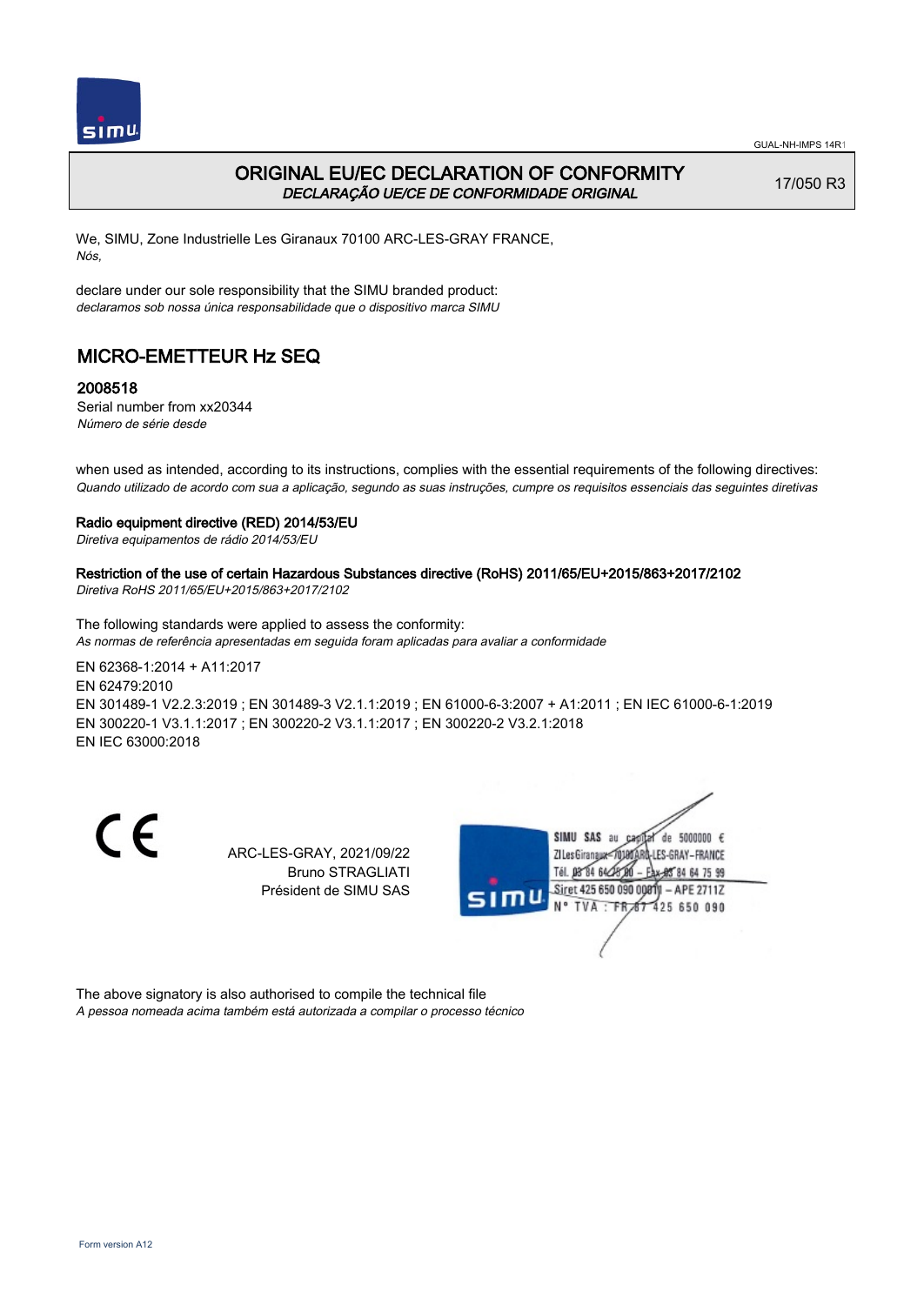# ORIGINAL EU/EC DECLARATION OF CONFORMITY

*DECLARAÇÃO UE/CE DE CONFORMIDADE ORIGINAL*

17/050 R3

We, SIMU, Zone Industrielle Les Giranaux 70100 ARC-LES-GRAY FRANCE,
*Nós,*

declare under our sole responsibility that the SIMU branded product:
*declaramos sob nossa única responsabilidade que o dispositivo marca SIMU*

## MICRO-EMETTEUR Hz SEQ

### 2008518

Serial number from xx20344
*Número de série desde*

when used as intended, according to its instructions, complies with the essential requirements of the following directives:
*Quando utilizado de acordo com sua a aplicação, segundo as suas instruções, cumpre os requisitos essenciais das seguintes diretivas*

**Radio equipment directive (RED) 2014/53/EU**
*Diretiva equipamentos de rádio 2014/53/EU*

**Restriction of the use of certain Hazardous Substances directive (RoHS) 2011/65/EU+2015/863+2017/2102**
*Diretiva RoHS 2011/65/EU+2015/863+2017/2102*

The following standards were applied to assess the conformity:
*As normas de referência apresentadas em seguida foram aplicadas para avaliar a conformidade*

EN 62368-1:2014 + A11:2017
EN 62479:2010
EN 301489-1 V2.2.3:2019 ; EN 301489-3 V2.1.1:2019 ; EN 61000-6-3:2007 + A1:2011 ; EN IEC 61000-6-1:2019
EN 300220-1 V3.1.1:2017 ; EN 300220-2 V3.1.1:2017 ; EN 300220-2 V3.2.1:2018
EN IEC 63000:2018

ARC-LES-GRAY, 2021/09/22
Bruno STRAGLIATI
Président de SIMU SAS

SIMU SAS au capital de 5000000 €
ZI Les Giranaux 70100 ARC-LES-GRAY-FRANCE
Tél. 03 84 64 75 00 – Fax 03 84 64 75 99
Siret 425 650 090 00011 – APE 2711Z
N° TVA : FR 87 425 650 090

The above signatory is also authorised to compile the technical file
*A pessoa nomeada acima também está autorizada a compilar o processo técnico*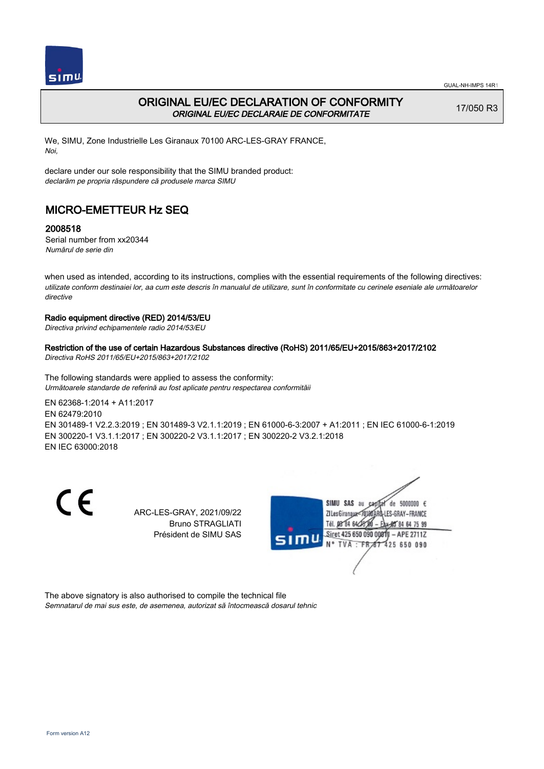# ORIGINAL EU/EC DECLARATION OF CONFORMITY

*ORIGINAL EU/EC DECLARAIE DE CONFORMITATE*

17/050 R3

We, SIMU, Zone Industrielle Les Giranaux 70100 ARC-LES-GRAY FRANCE,
*Noi,*

declare under our sole responsibility that the SIMU branded product:
*declarăm pe propria răspundere că produsele marca SIMU*

## MICRO-EMETTEUR Hz SEQ

### 2008518

Serial number from xx20344
*Numărul de serie din*

when used as intended, according to its instructions, complies with the essential requirements of the following directives:
*utilizate conform destinaiei lor, aa cum este descris în manualul de utilizare, sunt în conformitate cu cerinele eseniale ale următoarelor directive*

**Radio equipment directive (RED) 2014/53/EU**
*Directiva privind echipamentele radio 2014/53/EU*

**Restriction of the use of certain Hazardous Substances directive (RoHS) 2011/65/EU+2015/863+2017/2102**
*Directiva RoHS 2011/65/EU+2015/863+2017/2102*

The following standards were applied to assess the conformity:
*Următoarele standarde de referină au fost aplicate pentru respectarea conformităii*

EN 62368-1:2014 + A11:2017
EN 62479:2010
EN 301489-1 V2.2.3:2019 ; EN 301489-3 V2.1.1:2019 ; EN 61000-6-3:2007 + A1:2011 ; EN IEC 61000-6-1:2019
EN 300220-1 V3.1.1:2017 ; EN 300220-2 V3.1.1:2017 ; EN 300220-2 V3.2.1:2018
EN IEC 63000:2018

CE

ARC-LES-GRAY, 2021/09/22
Bruno STRAGLIATI
Président de SIMU SAS

SIMU SAS au capital de 5000000 €
ZI Les Giranaux 70100 ARC-LES-GRAY-FRANCE
Tél. 03 84 64 75 00 – Fax 03 84 64 75 99
Siret 425 650 090 00011 – APE 2711Z
N° TVA : FR 87 425 650 090

The above signatory is also authorised to compile the technical file
*Semnatarul de mai sus este, de asemenea, autorizat să întocmească dosarul tehnic*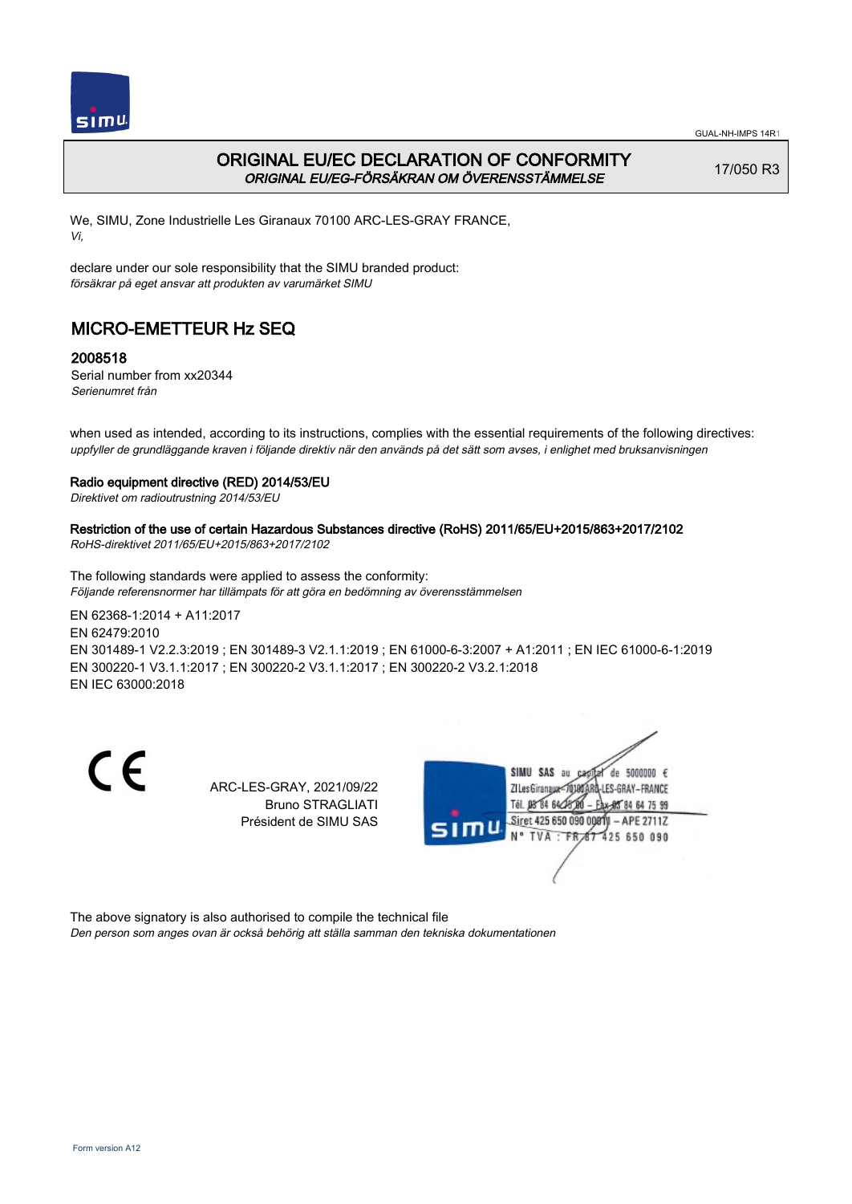# ORIGINAL EU/EC DECLARATION OF CONFORMITY
*ORIGINAL EU/EG-FÖRSÄKRAN OM ÖVERENSSTÄMMELSE*

17/050 R3

We, SIMU, Zone Industrielle Les Giranaux 70100 ARC-LES-GRAY FRANCE,
*Vi,*

declare under our sole responsibility that the SIMU branded product:
*försäkrar på eget ansvar att produkten av varumärket SIMU*

## MICRO-EMETTEUR Hz SEQ

### 2008518

Serial number from xx20344
*Serienumret från*

when used as intended, according to its instructions, complies with the essential requirements of the following directives:
*uppfyller de grundläggande kraven i följande direktiv när den används på det sätt som avses, i enlighet med bruksanvisningen*

**Radio equipment directive (RED) 2014/53/EU**
*Direktivet om radioutrustning 2014/53/EU*

**Restriction of the use of certain Hazardous Substances directive (RoHS) 2011/65/EU+2015/863+2017/2102**
*RoHS-direktivet 2011/65/EU+2015/863+2017/2102*

The following standards were applied to assess the conformity:
*Följande referensnormer har tillämpats för att göra en bedömning av överensstämmelsen*

EN 62368-1:2014 + A11:2017
EN 62479:2010
EN 301489-1 V2.2.3:2019 ; EN 301489-3 V2.1.1:2019 ; EN 61000-6-3:2007 + A1:2011 ; EN IEC 61000-6-1:2019
EN 300220-1 V3.1.1:2017 ; EN 300220-2 V3.1.1:2017 ; EN 300220-2 V3.2.1:2018
EN IEC 63000:2018

CE

ARC-LES-GRAY, 2021/09/22
Bruno STRAGLIATI
Président de SIMU SAS

SIMU SAS au capital de 5000000 €
ZI Les Giranaux 70100 ARC-LES-GRAY-FRANCE
Tél. 03 84 64 75 00 – Fax 03 84 64 75 99
Siret 425 650 090 00011 – APE 2711Z
N° TVA : FR 67 425 650 090

The above signatory is also authorised to compile the technical file
*Den person som anges ovan är också behörig att ställa samman den tekniska dokumentationen*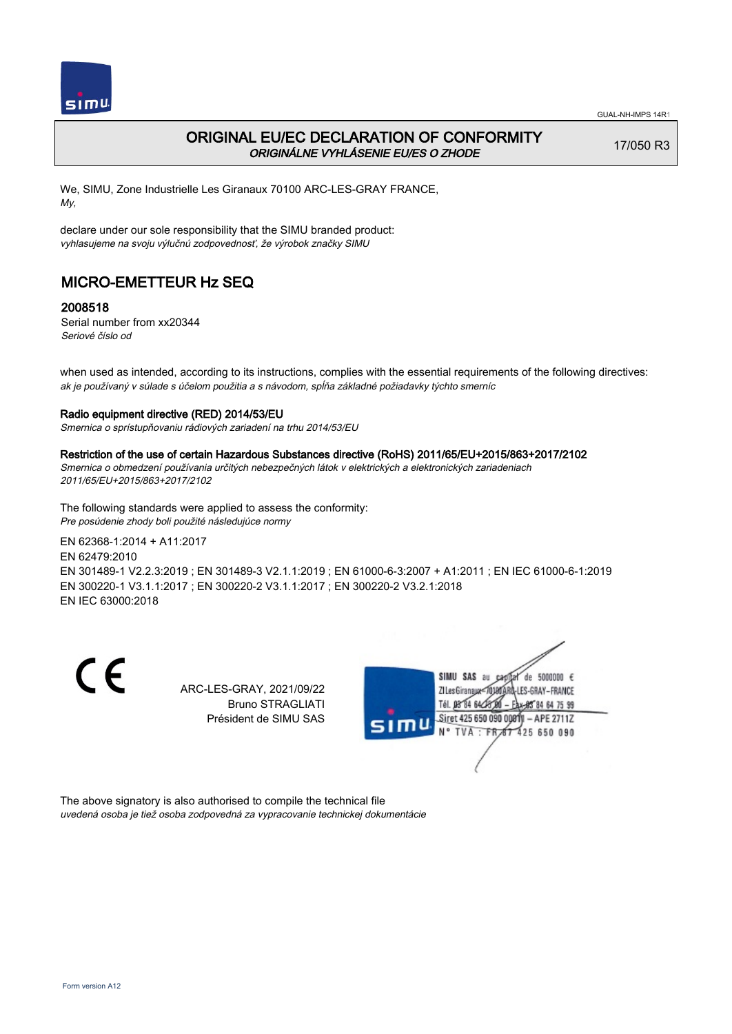GUAL-NH-IMPS 14R1

# ORIGINAL EU/EC DECLARATION OF CONFORMITY
*ORIGINÁLNE VYHLÁSENIE EU/ES O ZHODE*

17/050 R3

We, SIMU, Zone Industrielle Les Giranaux 70100 ARC-LES-GRAY FRANCE,
*My,*

declare under our sole responsibility that the SIMU branded product:
*vyhlasujeme na svoju výlučnú zodpovednosť, že výrobok značky SIMU*

## MICRO-EMETTEUR Hz SEQ

### 2008518

Serial number from xx20344
*Seriové číslo od*

when used as intended, according to its instructions, complies with the essential requirements of the following directives:
*ak je používaný v súlade s účelom použitia a s návodom, spĺňa základné požiadavky týchto smerníc*

**Radio equipment directive (RED) 2014/53/EU**
*Smernica o sprístupňovaniu rádiových zariadení na trhu 2014/53/EU*

**Restriction of the use of certain Hazardous Substances directive (RoHS) 2011/65/EU+2015/863+2017/2102**
*Smernica o obmedzení používania určitých nebezpečných látok v elektrických a elektronických zariadeniach 2011/65/EU+2015/863+2017/2102*

The following standards were applied to assess the conformity:
*Pre posúdenie zhody boli použité následujúce normy*

EN 62368-1:2014 + A11:2017
EN 62479:2010
EN 301489-1 V2.2.3:2019 ; EN 301489-3 V2.1.1:2019 ; EN 61000-6-3:2007 + A1:2011 ; EN IEC 61000-6-1:2019
EN 300220-1 V3.1.1:2017 ; EN 300220-2 V3.1.1:2017 ; EN 300220-2 V3.2.1:2018
EN IEC 63000:2018

CE

ARC-LES-GRAY, 2021/09/22
Bruno STRAGLIATI
Président de SIMU SAS

SIMU SAS au capital de 5000000 €
ZI Les Giranaux 70100 ARC-LES-GRAY-FRANCE
Tél. 03 84 64 75 00 – Fax 03 84 64 75 99
Siret 425 650 090 00011 – APE 2711Z
N° TVA : FR 87 425 650 090

The above signatory is also authorised to compile the technical file
*uvedená osoba je tiež osoba zodpovedná za vypracovanie technickej dokumentácie*

Form version A12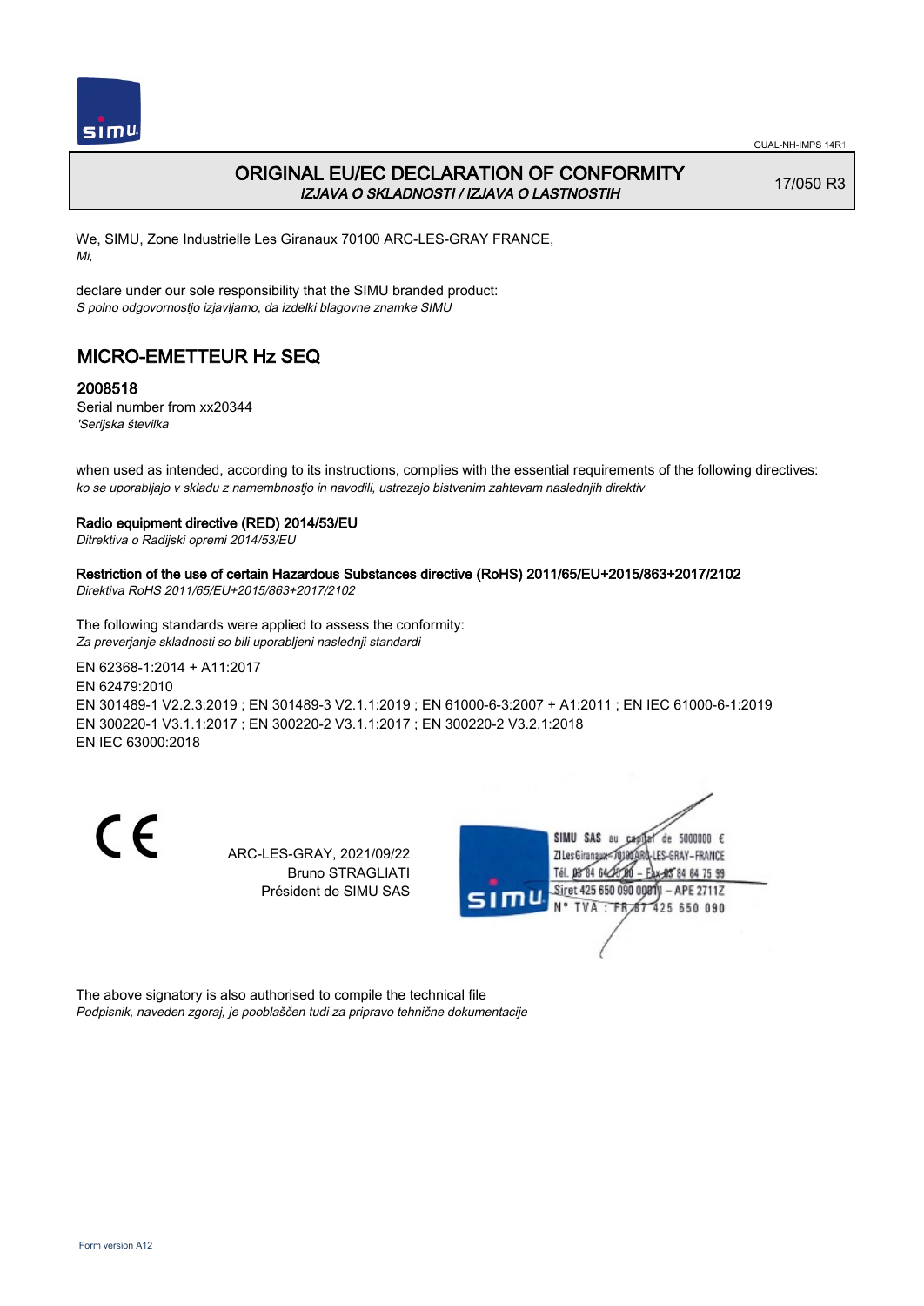GUAL-NH-IMPS 14R1

# ORIGINAL EU/EC DECLARATION OF CONFORMITY

*IZJAVA O SKLADNOSTI / IZJAVA O LASTNOSTIH*

17/050 R3

We, SIMU, Zone Industrielle Les Giranaux 70100 ARC-LES-GRAY FRANCE,
*Mi,*

declare under our sole responsibility that the SIMU branded product:
*S polno odgovornostjo izjavljamo, da izdelki blagovne znamke SIMU*

## MICRO-EMETTEUR Hz SEQ

### 2008518

Serial number from xx20344
*'Serijska številka*

when used as intended, according to its instructions, complies with the essential requirements of the following directives:
*ko se uporabljajo v skladu z namembnostjo in navodili, ustrezajo bistvenim zahtevam naslednjih direktiv*

**Radio equipment directive (RED) 2014/53/EU**
*Ditrektiva o Radijski opremi 2014/53/EU*

**Restriction of the use of certain Hazardous Substances directive (RoHS) 2011/65/EU+2015/863+2017/2102**
*Direktiva RoHS 2011/65/EU+2015/863+2017/2102*

The following standards were applied to assess the conformity:
*Za preverjanje skladnosti so bili uporabljeni naslednji standardi*

EN 62368-1:2014 + A11:2017
EN 62479:2010
EN 301489-1 V2.2.3:2019 ; EN 301489-3 V2.1.1:2019 ; EN 61000-6-3:2007 + A1:2011 ; EN IEC 61000-6-1:2019
EN 300220-1 V3.1.1:2017 ; EN 300220-2 V3.1.1:2017 ; EN 300220-2 V3.2.1:2018
EN IEC 63000:2018

CE

ARC-LES-GRAY, 2021/09/22
Bruno STRAGLIATI
Président de SIMU SAS

SIMU SAS au capital de 5000000 €
ZI Les Giranaux 70100 ARC-LES-GRAY-FRANCE
Tél. 03 84 64 75 00 – Fax 03 84 64 75 99
Siret 425 650 090 00011 – APE 2711Z
N° TVA : FR 87 425 650 090

The above signatory is also authorised to compile the technical file
*Podpisnik, naveden zgoraj, je pooblaščen tudi za pripravo tehnične dokumentacije*

Form version A12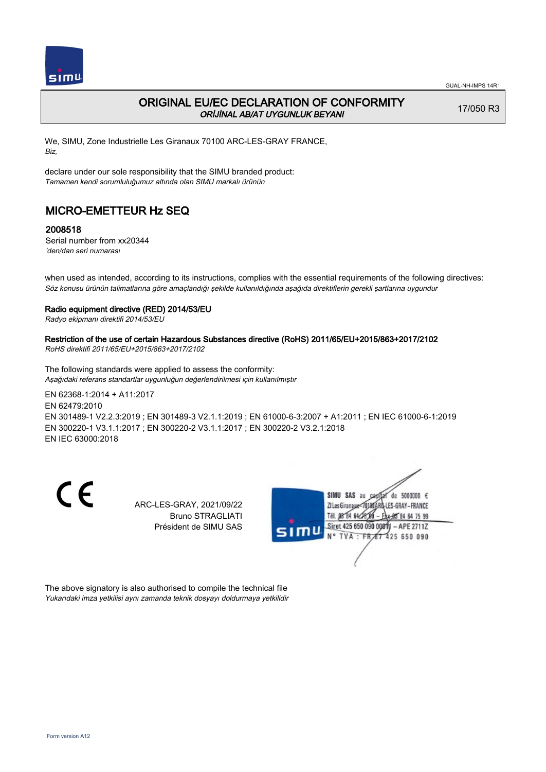# ORIGINAL EU/EC DECLARATION OF CONFORMITY
*ORİJİNAL AB/AT UYGUNLUK BEYANI*

17/050 R3

We, SIMU, Zone Industrielle Les Giranaux 70100 ARC-LES-GRAY FRANCE,
*Biz,*

declare under our sole responsibility that the SIMU branded product:
*Tamamen kendi sorumluluğumuz altında olan SIMU markalı ürünün*

## MICRO-EMETTEUR Hz SEQ

### 2008518

Serial number from xx20344
*'den/dan seri numarası*

when used as intended, according to its instructions, complies with the essential requirements of the following directives:
*Söz konusu ürünün talimatlarına göre amaçlandığı şekilde kullanıldığında aşağıda direktiflerin gerekli şartlarına uygundur*

**Radio equipment directive (RED) 2014/53/EU**
*Radyo ekipmanı direktifi 2014/53/EU*

**Restriction of the use of certain Hazardous Substances directive (RoHS) 2011/65/EU+2015/863+2017/2102**
*RoHS direktifi 2011/65/EU+2015/863+2017/2102*

The following standards were applied to assess the conformity:
*Aşağıdaki referans standartlar uygunluğun değerlendirilmesi için kullanılmıştır*

EN 62368-1:2014 + A11:2017
EN 62479:2010
EN 301489-1 V2.2.3:2019 ; EN 301489-3 V2.1.1:2019 ; EN 61000-6-3:2007 + A1:2011 ; EN IEC 61000-6-1:2019
EN 300220-1 V3.1.1:2017 ; EN 300220-2 V3.1.1:2017 ; EN 300220-2 V3.2.1:2018
EN IEC 63000:2018

ARC-LES-GRAY, 2021/09/22
Bruno STRAGLIATI
Président de SIMU SAS

SIMU SAS au capital de 5000000 €
ZI Les Giranaux 70100 ARC-LES-GRAY-FRANCE
Tél. 03 84 64 75 00 – Fax 03 84 64 75 99
Siret 425 650 090 00011 – APE 2711Z
N° TVA : FR 67 425 650 090

The above signatory is also authorised to compile the technical file
*Yukarıdaki imza yetkilisi aynı zamanda teknik dosyayı doldurmaya yetkilidir*